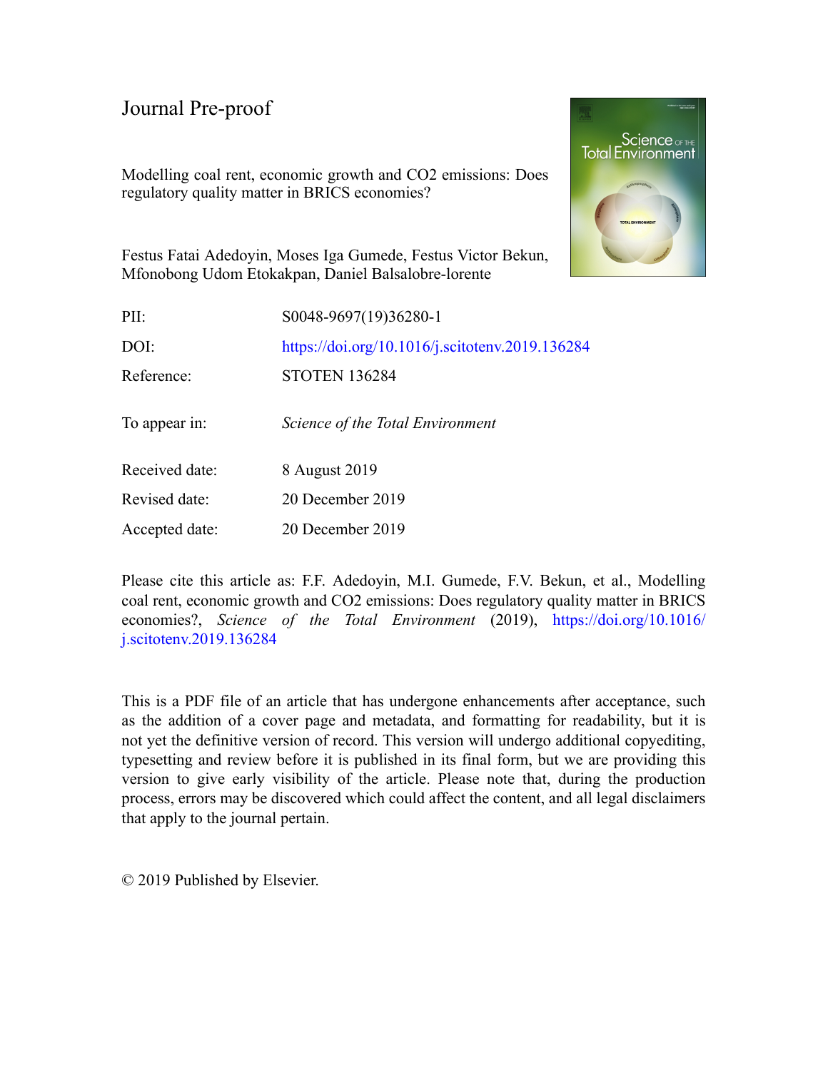Journal Pre-proof

Modelling coal rent, economic growth and CO2 emissions: Does regulatory quality matter in BRICS economies?

Festus Fatai Adedoyin, Moses Iga Gumede, Festus Victor Bekun, Mfonobong Udom Etokakpan, Daniel Balsalobre-lorente

| | |
|---|---|
| PII: | S0048-9697(19)36280-1 |
| DOI: | https://doi.org/10.1016/j.scitotenv.2019.136284 |
| Reference: | STOTEN 136284 |
| To appear in: | *Science of the Total Environment* |
| Received date: | 8 August 2019 |
| Revised date: | 20 December 2019 |
| Accepted date: | 20 December 2019 |

Please cite this article as: F.F. Adedoyin, M.I. Gumede, F.V. Bekun, et al., Modelling coal rent, economic growth and CO2 emissions: Does regulatory quality matter in BRICS economies?, *Science of the Total Environment* (2019), https://doi.org/10.1016/j.scitotenv.2019.136284

This is a PDF file of an article that has undergone enhancements after acceptance, such as the addition of a cover page and metadata, and formatting for readability, but it is not yet the definitive version of record. This version will undergo additional copyediting, typesetting and review before it is published in its final form, but we are providing this version to give early visibility of the article. Please note that, during the production process, errors may be discovered which could affect the content, and all legal disclaimers that apply to the journal pertain.

© 2019 Published by Elsevier.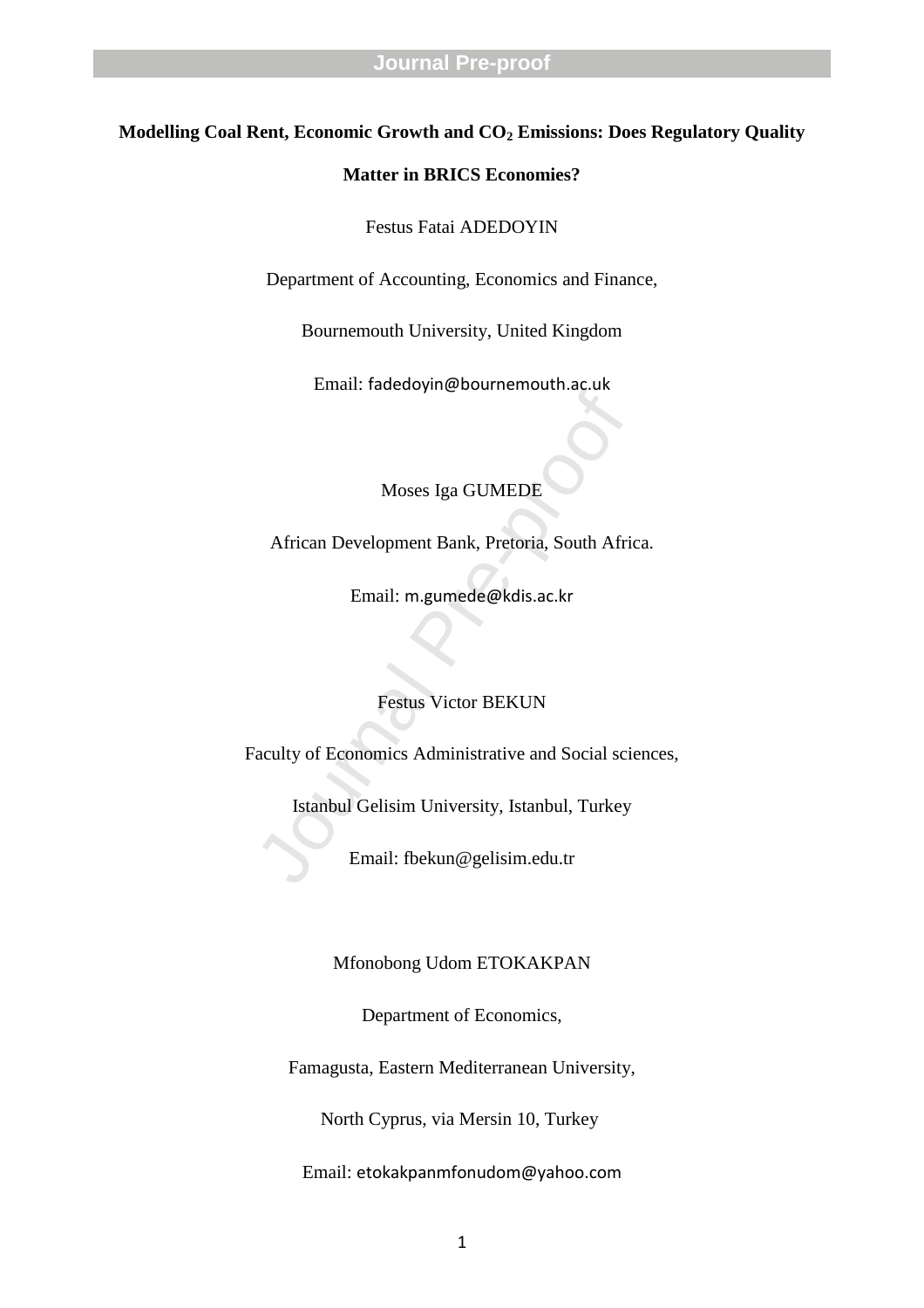**Modelling Coal Rent, Economic Growth and $CO_2$ Emissions: Does Regulatory Quality Matter in BRICS Economies?**

Festus Fatai ADEDOYIN

Department of Accounting, Economics and Finance,

Bournemouth University, United Kingdom

Email: fadedoyin@bournemouth.ac.uk

Moses Iga GUMEDE

African Development Bank, Pretoria, South Africa.

Email: m.gumede@kdis.ac.kr

Festus Victor BEKUN

Faculty of Economics Administrative and Social sciences,

Istanbul Gelisim University, Istanbul, Turkey

Email: fbekun@gelisim.edu.tr

Mfonobong Udom ETOKAKPAN

Department of Economics,

Famagusta, Eastern Mediterranean University,

North Cyprus, via Mersin 10, Turkey

Email: etokakpanmfonudom@yahoo.com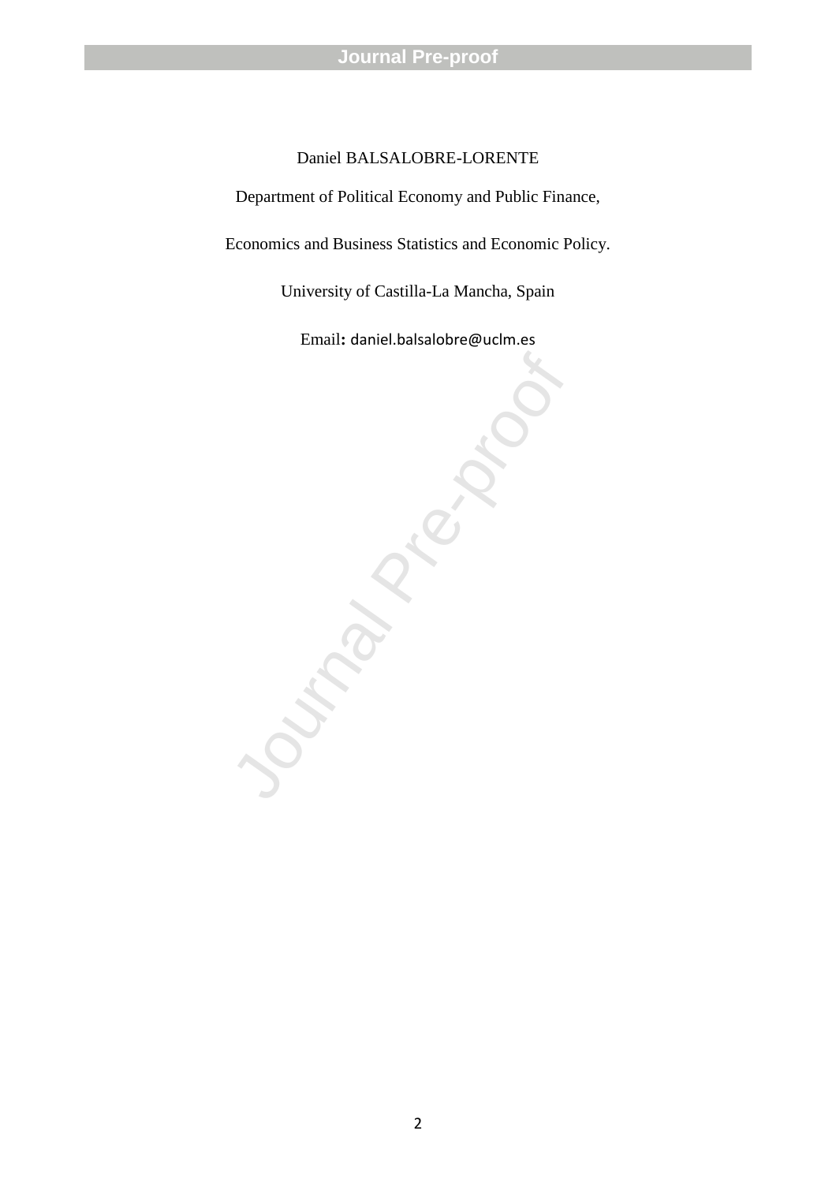Daniel BALSALOBRE-LORENTE

Department of Political Economy and Public Finance,

Economics and Business Statistics and Economic Policy.

University of Castilla-La Mancha, Spain

Email: daniel.balsalobre@uclm.es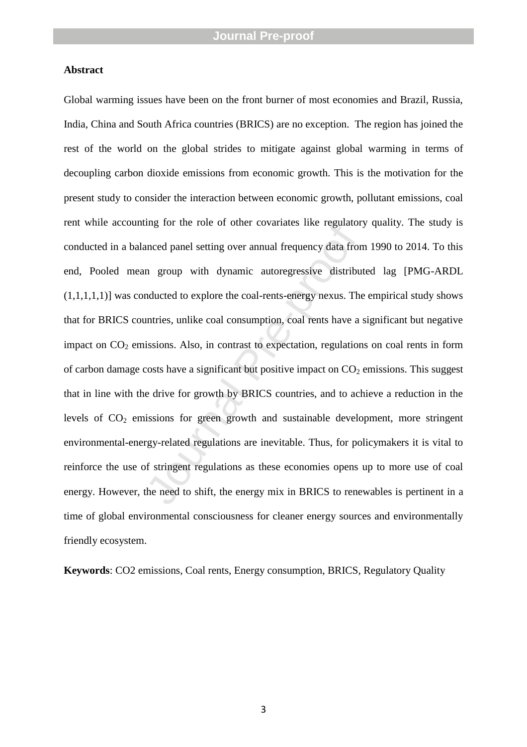**Abstract**

Global warming issues have been on the front burner of most economies and Brazil, Russia, India, China and South Africa countries (BRICS) are no exception. The region has joined the rest of the world on the global strides to mitigate against global warming in terms of decoupling carbon dioxide emissions from economic growth. This is the motivation for the present study to consider the interaction between economic growth, pollutant emissions, coal rent while accounting for the role of other covariates like regulatory quality. The study is conducted in a balanced panel setting over annual frequency data from 1990 to 2014. To this end, Pooled mean group with dynamic autoregressive distributed lag [PMG-ARDL (1,1,1,1,1)] was conducted to explore the coal-rents-energy nexus. The empirical study shows that for BRICS countries, unlike coal consumption, coal rents have a significant but negative impact on $CO_2$ emissions. Also, in contrast to expectation, regulations on coal rents in form of carbon damage costs have a significant but positive impact on $CO_2$ emissions. This suggest that in line with the drive for growth by BRICS countries, and to achieve a reduction in the levels of $CO_2$ emissions for green growth and sustainable development, more stringent environmental-energy-related regulations are inevitable. Thus, for policymakers it is vital to reinforce the use of stringent regulations as these economies opens up to more use of coal energy. However, the need to shift, the energy mix in BRICS to renewables is pertinent in a time of global environmental consciousness for cleaner energy sources and environmentally friendly ecosystem.

**Keywords**: CO2 emissions, Coal rents, Energy consumption, BRICS, Regulatory Quality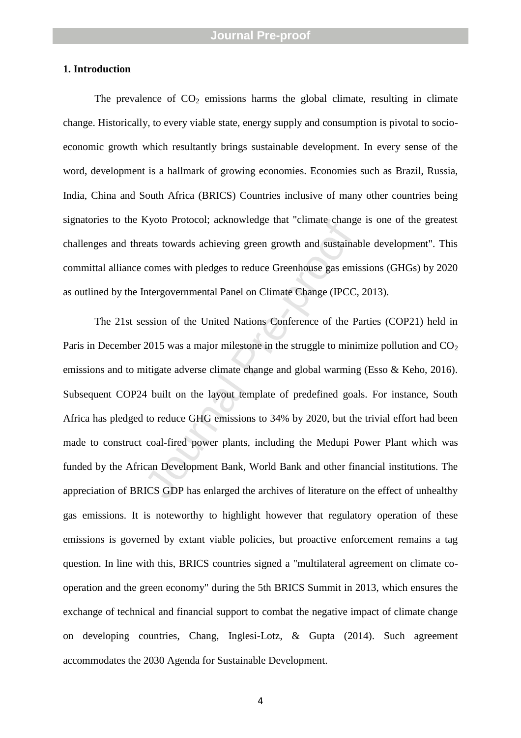## 1. Introduction

The prevalence of $CO_2$ emissions harms the global climate, resulting in climate change. Historically, to every viable state, energy supply and consumption is pivotal to socio-economic growth which resultantly brings sustainable development. In every sense of the word, development is a hallmark of growing economies. Economies such as Brazil, Russia, India, China and South Africa (BRICS) Countries inclusive of many other countries being signatories to the Kyoto Protocol; acknowledge that "climate change is one of the greatest challenges and threats towards achieving green growth and sustainable development". This committal alliance comes with pledges to reduce Greenhouse gas emissions (GHGs) by 2020 as outlined by the Intergovernmental Panel on Climate Change (IPCC, 2013).

The 21st session of the United Nations Conference of the Parties (COP21) held in Paris in December 2015 was a major milestone in the struggle to minimize pollution and $CO_2$ emissions and to mitigate adverse climate change and global warming (Esso & Keho, 2016). Subsequent COP24 built on the layout template of predefined goals. For instance, South Africa has pledged to reduce GHG emissions to 34% by 2020, but the trivial effort had been made to construct coal-fired power plants, including the Medupi Power Plant which was funded by the African Development Bank, World Bank and other financial institutions. The appreciation of BRICS GDP has enlarged the archives of literature on the effect of unhealthy gas emissions. It is noteworthy to highlight however that regulatory operation of these emissions is governed by extant viable policies, but proactive enforcement remains a tag question. In line with this, BRICS countries signed a "multilateral agreement on climate co-operation and the green economy" during the 5th BRICS Summit in 2013, which ensures the exchange of technical and financial support to combat the negative impact of climate change on developing countries, Chang, Inglesi-Lotz, & Gupta (2014). Such agreement accommodates the 2030 Agenda for Sustainable Development.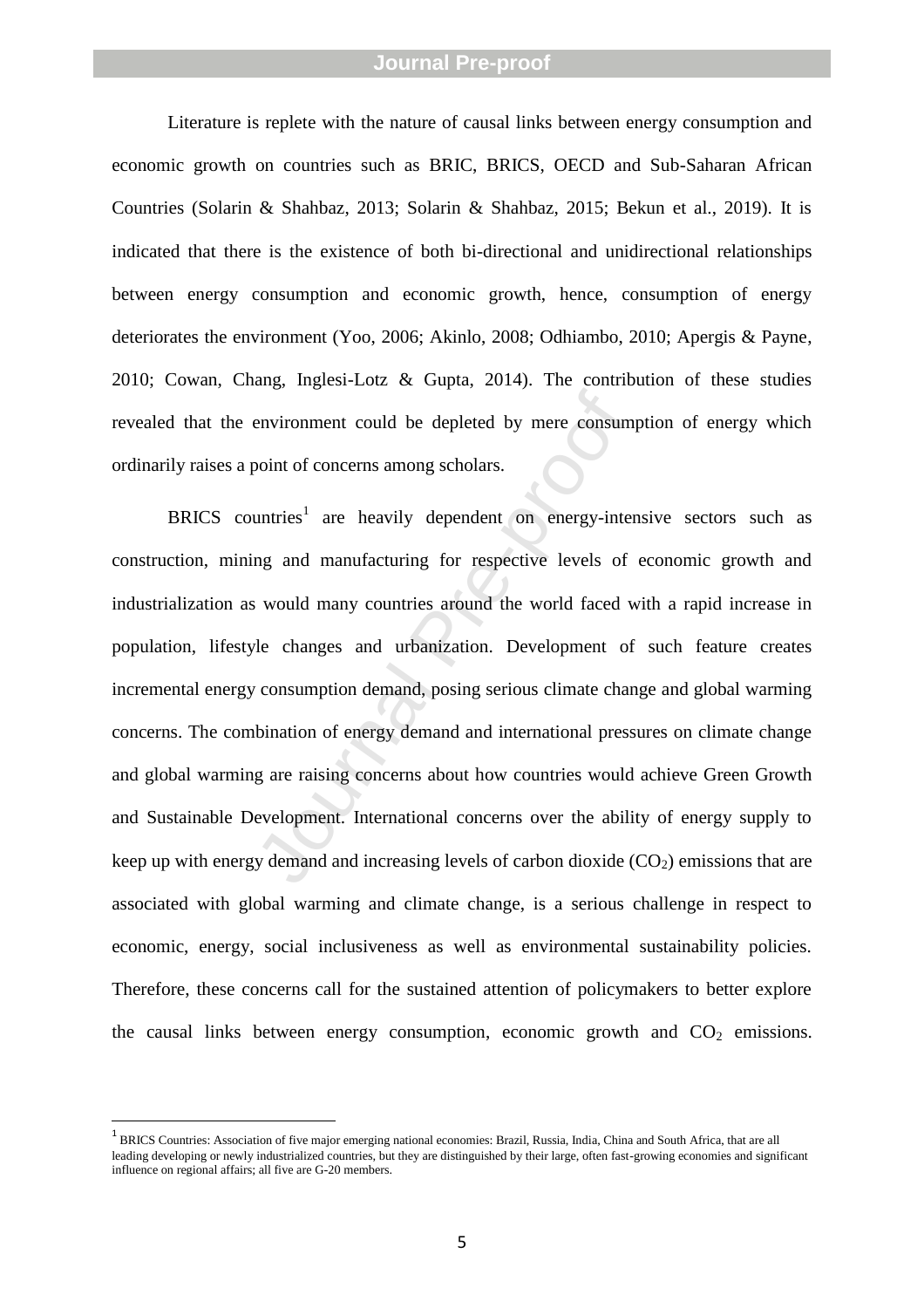Literature is replete with the nature of causal links between energy consumption and economic growth on countries such as BRIC, BRICS, OECD and Sub-Saharan African Countries (Solarin & Shahbaz, 2013; Solarin & Shahbaz, 2015; Bekun et al., 2019). It is indicated that there is the existence of both bi-directional and unidirectional relationships between energy consumption and economic growth, hence, consumption of energy deteriorates the environment (Yoo, 2006; Akinlo, 2008; Odhiambo, 2010; Apergis & Payne, 2010; Cowan, Chang, Inglesi-Lotz & Gupta, 2014). The contribution of these studies revealed that the environment could be depleted by mere consumption of energy which ordinarily raises a point of concerns among scholars.

BRICS countries[1] are heavily dependent on energy-intensive sectors such as construction, mining and manufacturing for respective levels of economic growth and industrialization as would many countries around the world faced with a rapid increase in population, lifestyle changes and urbanization. Development of such feature creates incremental energy consumption demand, posing serious climate change and global warming concerns. The combination of energy demand and international pressures on climate change and global warming are raising concerns about how countries would achieve Green Growth and Sustainable Development. International concerns over the ability of energy supply to keep up with energy demand and increasing levels of carbon dioxide ($CO_2$) emissions that are associated with global warming and climate change, is a serious challenge in respect to economic, energy, social inclusiveness as well as environmental sustainability policies. Therefore, these concerns call for the sustained attention of policymakers to better explore the causal links between energy consumption, economic growth and $CO_2$ emissions.

[1] BRICS Countries: Association of five major emerging national economies: Brazil, Russia, India, China and South Africa, that are all leading developing or newly industrialized countries, but they are distinguished by their large, often fast-growing economies and significant influence on regional affairs; all five are G-20 members.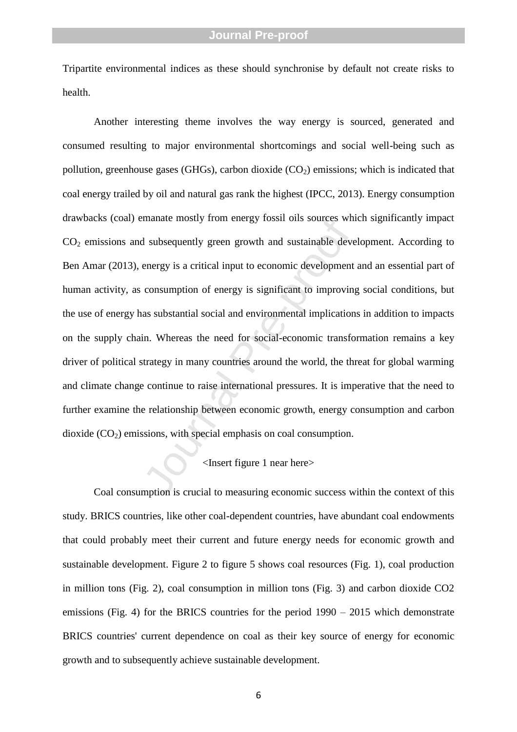Tripartite environmental indices as these should synchronise by default not create risks to health.

Another interesting theme involves the way energy is sourced, generated and consumed resulting to major environmental shortcomings and social well-being such as pollution, greenhouse gases (GHGs), carbon dioxide ($CO_2$) emissions; which is indicated that coal energy trailed by oil and natural gas rank the highest (IPCC, 2013). Energy consumption drawbacks (coal) emanate mostly from energy fossil oils sources which significantly impact $CO_2$ emissions and subsequently green growth and sustainable development. According to Ben Amar (2013), energy is a critical input to economic development and an essential part of human activity, as consumption of energy is significant to improving social conditions, but the use of energy has substantial social and environmental implications in addition to impacts on the supply chain. Whereas the need for social-economic transformation remains a key driver of political strategy in many countries around the world, the threat for global warming and climate change continue to raise international pressures. It is imperative that the need to further examine the relationship between economic growth, energy consumption and carbon dioxide ($CO_2$) emissions, with special emphasis on coal consumption.

<Insert figure 1 near here>

Coal consumption is crucial to measuring economic success within the context of this study. BRICS countries, like other coal-dependent countries, have abundant coal endowments that could probably meet their current and future energy needs for economic growth and sustainable development. Figure 2 to figure 5 shows coal resources (Fig. 1), coal production in million tons (Fig. 2), coal consumption in million tons (Fig. 3) and carbon dioxide CO2 emissions (Fig. 4) for the BRICS countries for the period 1990 – 2015 which demonstrate BRICS countries' current dependence on coal as their key source of energy for economic growth and to subsequently achieve sustainable development.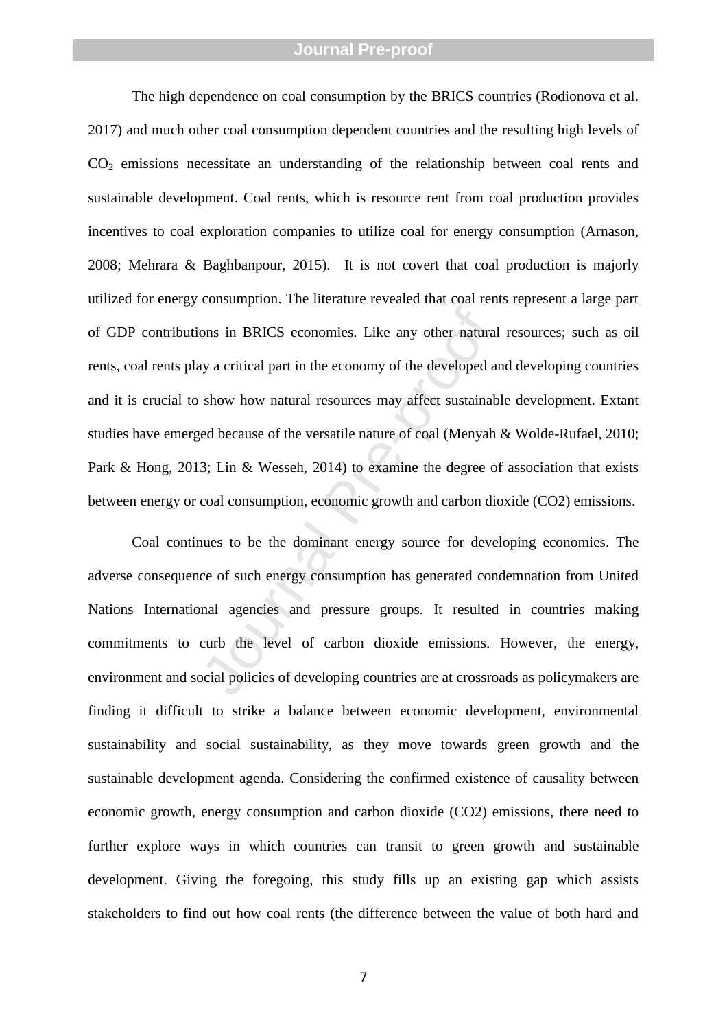The high dependence on coal consumption by the BRICS countries (Rodionova et al. 2017) and much other coal consumption dependent countries and the resulting high levels of $CO_2$ emissions necessitate an understanding of the relationship between coal rents and sustainable development. Coal rents, which is resource rent from coal production provides incentives to coal exploration companies to utilize coal for energy consumption (Arnason, 2008; Mehrara & Baghbanpour, 2015). It is not covert that coal production is majorly utilized for energy consumption. The literature revealed that coal rents represent a large part of GDP contributions in BRICS economies. Like any other natural resources; such as oil rents, coal rents play a critical part in the economy of the developed and developing countries and it is crucial to show how natural resources may affect sustainable development. Extant studies have emerged because of the versatile nature of coal (Menyah & Wolde-Rufael, 2010; Park & Hong, 2013; Lin & Wesseh, 2014) to examine the degree of association that exists between energy or coal consumption, economic growth and carbon dioxide (CO2) emissions.

Coal continues to be the dominant energy source for developing economies. The adverse consequence of such energy consumption has generated condemnation from United Nations International agencies and pressure groups. It resulted in countries making commitments to curb the level of carbon dioxide emissions. However, the energy, environment and social policies of developing countries are at crossroads as policymakers are finding it difficult to strike a balance between economic development, environmental sustainability and social sustainability, as they move towards green growth and the sustainable development agenda. Considering the confirmed existence of causality between economic growth, energy consumption and carbon dioxide (CO2) emissions, there need to further explore ways in which countries can transit to green growth and sustainable development. Giving the foregoing, this study fills up an existing gap which assists stakeholders to find out how coal rents (the difference between the value of both hard and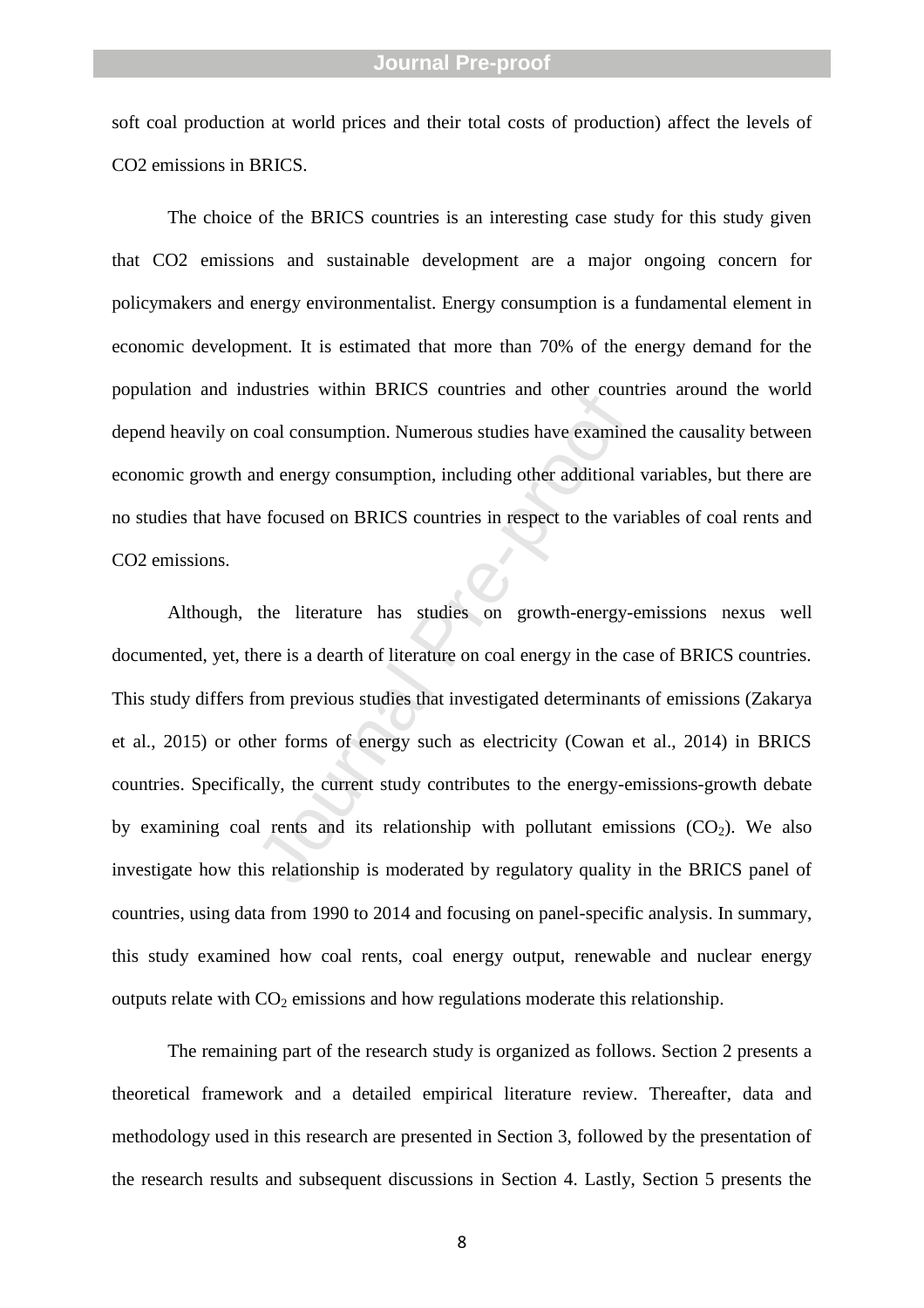soft coal production at world prices and their total costs of production) affect the levels of CO2 emissions in BRICS.

The choice of the BRICS countries is an interesting case study for this study given that CO2 emissions and sustainable development are a major ongoing concern for policymakers and energy environmentalist. Energy consumption is a fundamental element in economic development. It is estimated that more than 70% of the energy demand for the population and industries within BRICS countries and other countries around the world depend heavily on coal consumption. Numerous studies have examined the causality between economic growth and energy consumption, including other additional variables, but there are no studies that have focused on BRICS countries in respect to the variables of coal rents and CO2 emissions.

Although, the literature has studies on growth-energy-emissions nexus well documented, yet, there is a dearth of literature on coal energy in the case of BRICS countries. This study differs from previous studies that investigated determinants of emissions (Zakarya et al., 2015) or other forms of energy such as electricity (Cowan et al., 2014) in BRICS countries. Specifically, the current study contributes to the energy-emissions-growth debate by examining coal rents and its relationship with pollutant emissions ($CO_2$). We also investigate how this relationship is moderated by regulatory quality in the BRICS panel of countries, using data from 1990 to 2014 and focusing on panel-specific analysis. In summary, this study examined how coal rents, coal energy output, renewable and nuclear energy outputs relate with $CO_2$ emissions and how regulations moderate this relationship.

The remaining part of the research study is organized as follows. Section 2 presents a theoretical framework and a detailed empirical literature review. Thereafter, data and methodology used in this research are presented in Section 3, followed by the presentation of the research results and subsequent discussions in Section 4. Lastly, Section 5 presents the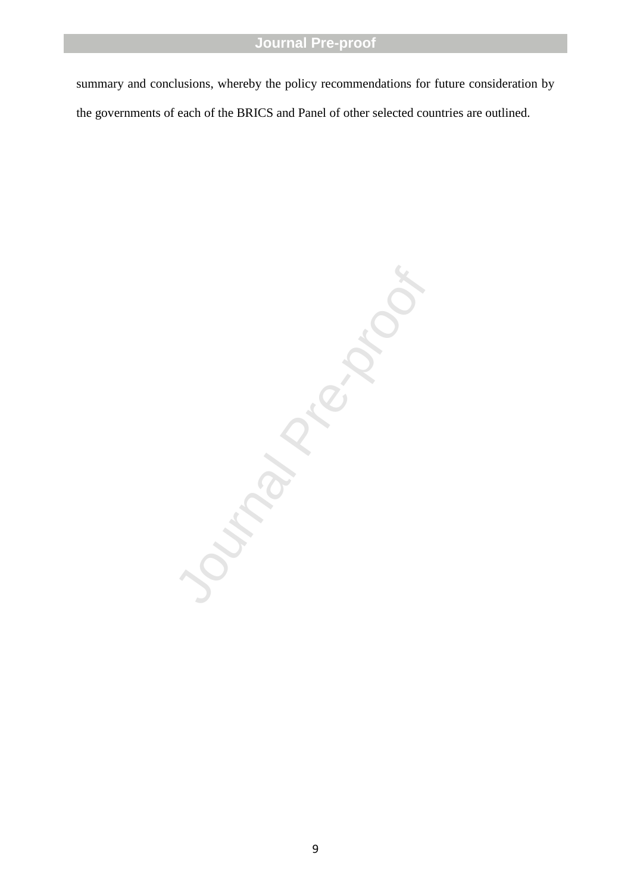summary and conclusions, whereby the policy recommendations for future consideration by the governments of each of the BRICS and Panel of other selected countries are outlined.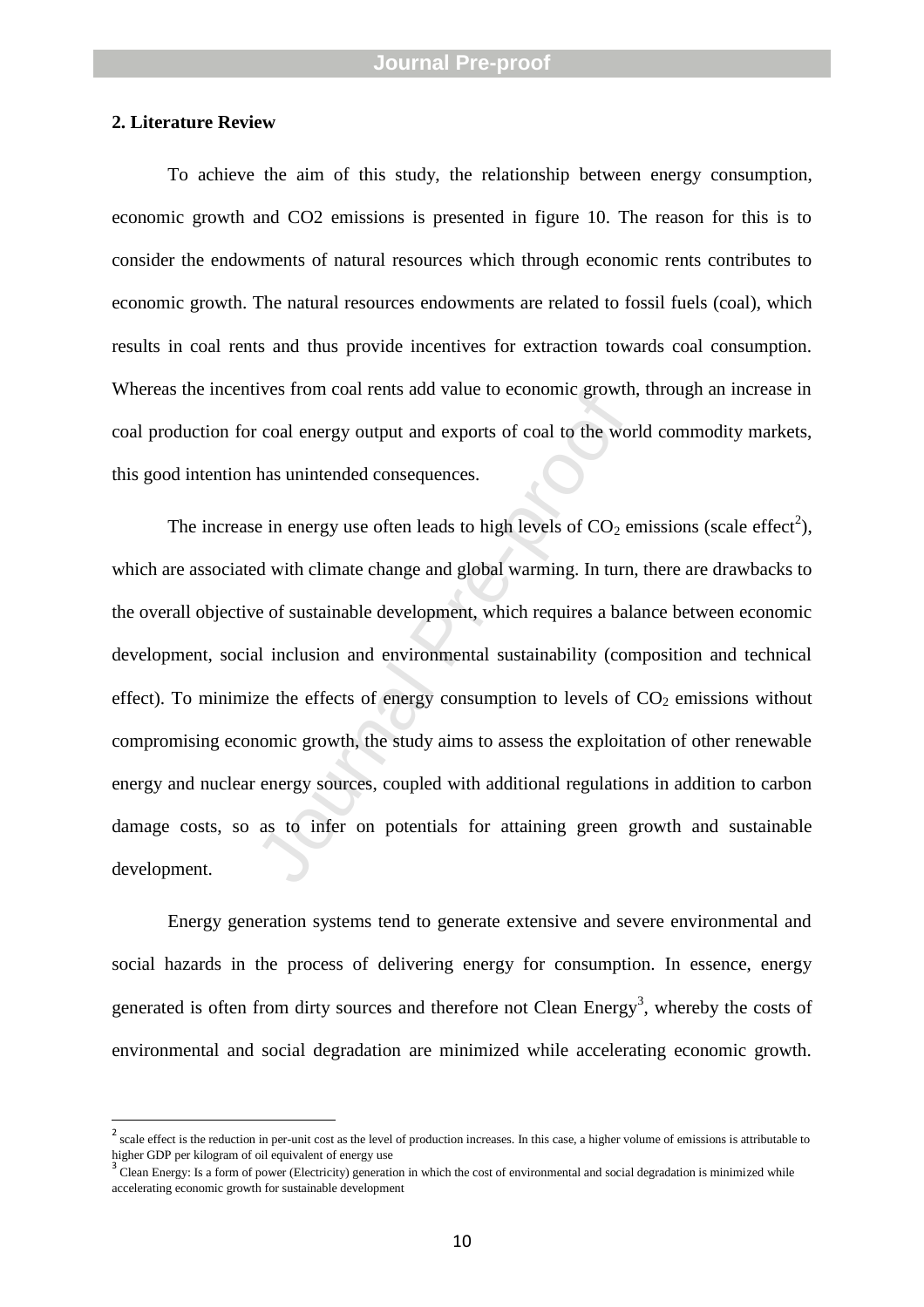## 2. Literature Review

To achieve the aim of this study, the relationship between energy consumption, economic growth and CO2 emissions is presented in figure 10. The reason for this is to consider the endowments of natural resources which through economic rents contributes to economic growth. The natural resources endowments are related to fossil fuels (coal), which results in coal rents and thus provide incentives for extraction towards coal consumption. Whereas the incentives from coal rents add value to economic growth, through an increase in coal production for coal energy output and exports of coal to the world commodity markets, this good intention has unintended consequences.

The increase in energy use often leads to high levels of $CO_2$ emissions (scale effect[2]), which are associated with climate change and global warming. In turn, there are drawbacks to the overall objective of sustainable development, which requires a balance between economic development, social inclusion and environmental sustainability (composition and technical effect). To minimize the effects of energy consumption to levels of $CO_2$ emissions without compromising economic growth, the study aims to assess the exploitation of other renewable energy and nuclear energy sources, coupled with additional regulations in addition to carbon damage costs, so as to infer on potentials for attaining green growth and sustainable development.

Energy generation systems tend to generate extensive and severe environmental and social hazards in the process of delivering energy for consumption. In essence, energy generated is often from dirty sources and therefore not Clean Energy[3], whereby the costs of environmental and social degradation are minimized while accelerating economic growth.

[2] scale effect is the reduction in per-unit cost as the level of production increases. In this case, a higher volume of emissions is attributable to higher GDP per kilogram of oil equivalent of energy use

[3] Clean Energy: Is a form of power (Electricity) generation in which the cost of environmental and social degradation is minimized while accelerating economic growth for sustainable development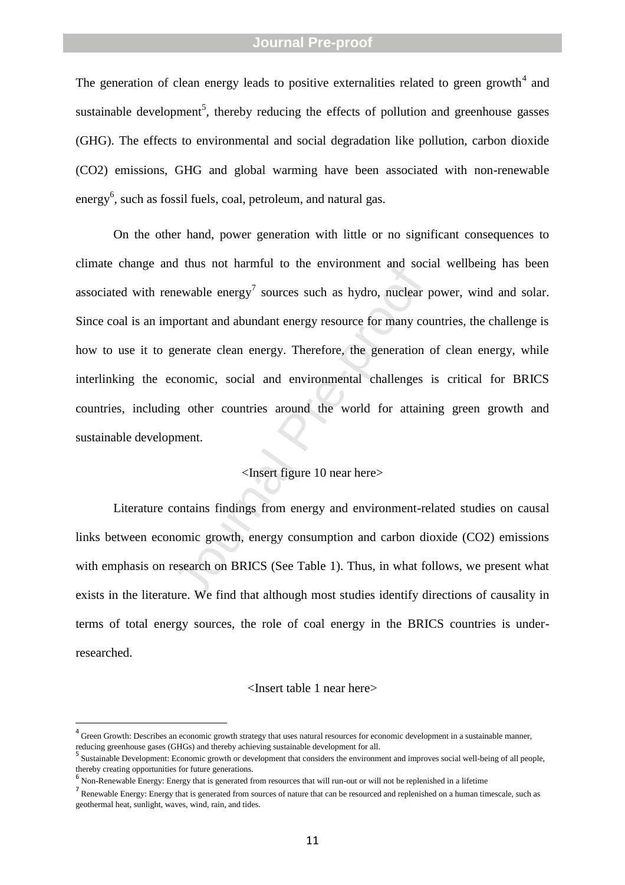The generation of clean energy leads to positive externalities related to green growth[4] and sustainable development[5], thereby reducing the effects of pollution and greenhouse gasses (GHG). The effects to environmental and social degradation like pollution, carbon dioxide (CO2) emissions, GHG and global warming have been associated with non-renewable energy[6], such as fossil fuels, coal, petroleum, and natural gas.

On the other hand, power generation with little or no significant consequences to climate change and thus not harmful to the environment and social wellbeing has been associated with renewable energy[7] sources such as hydro, nuclear power, wind and solar. Since coal is an important and abundant energy resource for many countries, the challenge is how to use it to generate clean energy. Therefore, the generation of clean energy, while interlinking the economic, social and environmental challenges is critical for BRICS countries, including other countries around the world for attaining green growth and sustainable development.

<Insert figure 10 near here>

Literature contains findings from energy and environment-related studies on causal links between economic growth, energy consumption and carbon dioxide (CO2) emissions with emphasis on research on BRICS (See Table 1). Thus, in what follows, we present what exists in the literature. We find that although most studies identify directions of causality in terms of total energy sources, the role of coal energy in the BRICS countries is under-researched.

<Insert table 1 near here>

---

[4] Green Growth: Describes an economic growth strategy that uses natural resources for economic development in a sustainable manner, reducing greenhouse gases (GHGs) and thereby achieving sustainable development for all.

[5] Sustainable Development: Economic growth or development that considers the environment and improves social well-being of all people, thereby creating opportunities for future generations.

[6] Non-Renewable Energy: Energy that is generated from resources that will run-out or will not be replenished in a lifetime

[7] Renewable Energy: Energy that is generated from sources of nature that can be resourced and replenished on a human timescale, such as geothermal heat, sunlight, waves, wind, rain, and tides.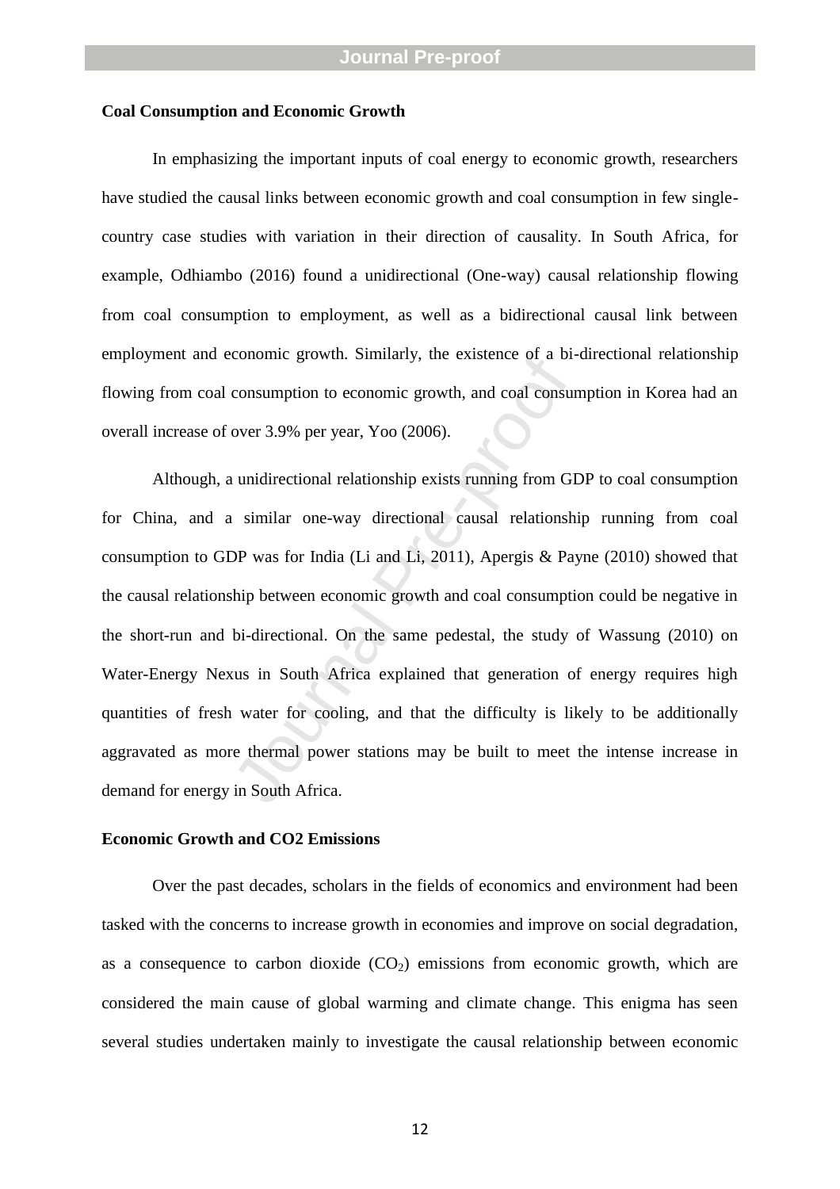**Coal Consumption and Economic Growth**

In emphasizing the important inputs of coal energy to economic growth, researchers have studied the causal links between economic growth and coal consumption in few single-country case studies with variation in their direction of causality. In South Africa, for example, Odhiambo (2016) found a unidirectional (One-way) causal relationship flowing from coal consumption to employment, as well as a bidirectional causal link between employment and economic growth. Similarly, the existence of a bi-directional relationship flowing from coal consumption to economic growth, and coal consumption in Korea had an overall increase of over 3.9% per year, Yoo (2006).

Although, a unidirectional relationship exists running from GDP to coal consumption for China, and a similar one-way directional causal relationship running from coal consumption to GDP was for India (Li and Li, 2011), Apergis & Payne (2010) showed that the causal relationship between economic growth and coal consumption could be negative in the short-run and bi-directional. On the same pedestal, the study of Wassung (2010) on Water-Energy Nexus in South Africa explained that generation of energy requires high quantities of fresh water for cooling, and that the difficulty is likely to be additionally aggravated as more thermal power stations may be built to meet the intense increase in demand for energy in South Africa.

**Economic Growth and CO2 Emissions**

Over the past decades, scholars in the fields of economics and environment had been tasked with the concerns to increase growth in economies and improve on social degradation, as a consequence to carbon dioxide ($CO_2$) emissions from economic growth, which are considered the main cause of global warming and climate change. This enigma has seen several studies undertaken mainly to investigate the causal relationship between economic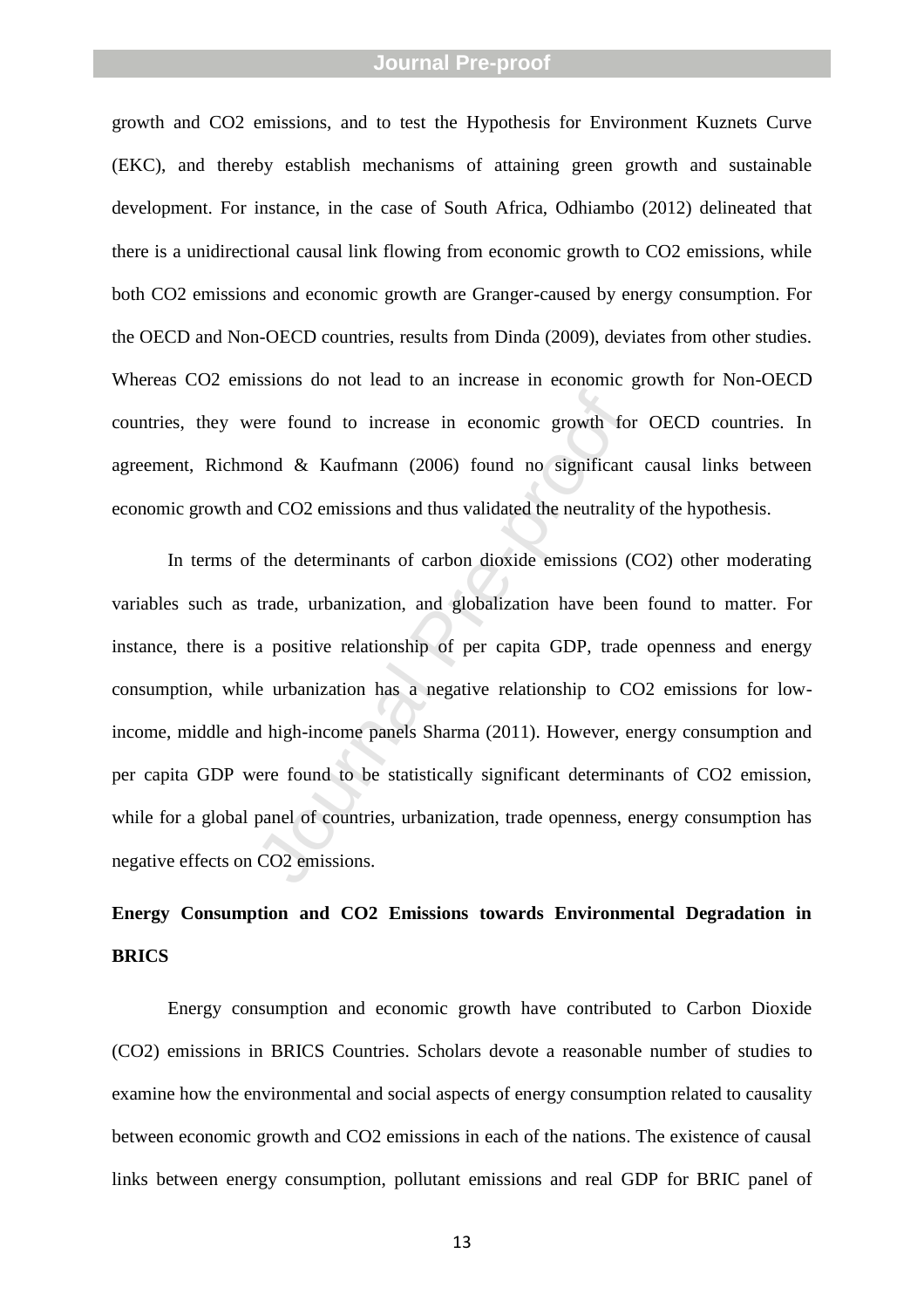growth and $CO_2$ emissions, and to test the Hypothesis for Environment Kuznets Curve (EKC), and thereby establish mechanisms of attaining green growth and sustainable development. For instance, in the case of South Africa, Odhiambo (2012) delineated that there is a unidirectional causal link flowing from economic growth to $CO_2$ emissions, while both $CO_2$ emissions and economic growth are Granger-caused by energy consumption. For the OECD and Non-OECD countries, results from Dinda (2009), deviates from other studies. Whereas $CO_2$ emissions do not lead to an increase in economic growth for Non-OECD countries, they were found to increase in economic growth for OECD countries. In agreement, Richmond & Kaufmann (2006) found no significant causal links between economic growth and $CO_2$ emissions and thus validated the neutrality of the hypothesis.

In terms of the determinants of carbon dioxide emissions ($CO_2$) other moderating variables such as trade, urbanization, and globalization have been found to matter. For instance, there is a positive relationship of per capita GDP, trade openness and energy consumption, while urbanization has a negative relationship to $CO_2$ emissions for low-income, middle and high-income panels Sharma (2011). However, energy consumption and per capita GDP were found to be statistically significant determinants of $CO_2$ emission, while for a global panel of countries, urbanization, trade openness, energy consumption has negative effects on $CO_2$ emissions.

## Energy Consumption and CO2 Emissions towards Environmental Degradation in BRICS

Energy consumption and economic growth have contributed to Carbon Dioxide ($CO_2$) emissions in BRICS Countries. Scholars devote a reasonable number of studies to examine how the environmental and social aspects of energy consumption related to causality between economic growth and $CO_2$ emissions in each of the nations. The existence of causal links between energy consumption, pollutant emissions and real GDP for BRIC panel of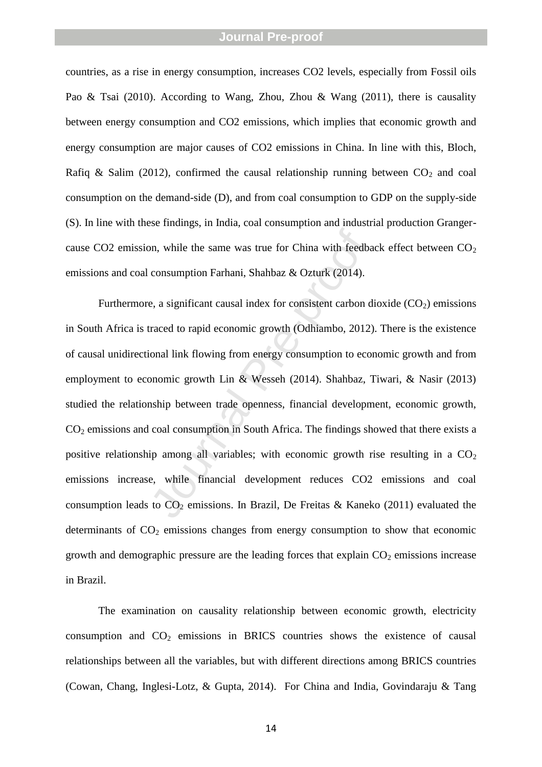countries, as a rise in energy consumption, increases CO2 levels, especially from Fossil oils Pao & Tsai (2010). According to Wang, Zhou, Zhou & Wang (2011), there is causality between energy consumption and CO2 emissions, which implies that economic growth and energy consumption are major causes of CO2 emissions in China. In line with this, Bloch, Rafiq & Salim (2012), confirmed the causal relationship running between $CO_2$ and coal consumption on the demand-side (D), and from coal consumption to GDP on the supply-side (S). In line with these findings, in India, coal consumption and industrial production Granger-cause CO2 emission, while the same was true for China with feedback effect between $CO_2$ emissions and coal consumption Farhani, Shahbaz & Ozturk (2014).

Furthermore, a significant causal index for consistent carbon dioxide ($CO_2$) emissions in South Africa is traced to rapid economic growth (Odhiambo, 2012). There is the existence of causal unidirectional link flowing from energy consumption to economic growth and from employment to economic growth Lin & Wesseh (2014). Shahbaz, Tiwari, & Nasir (2013) studied the relationship between trade openness, financial development, economic growth, $CO_2$ emissions and coal consumption in South Africa. The findings showed that there exists a positive relationship among all variables; with economic growth rise resulting in a $CO_2$ emissions increase, while financial development reduces CO2 emissions and coal consumption leads to $CO_2$ emissions. In Brazil, De Freitas & Kaneko (2011) evaluated the determinants of $CO_2$ emissions changes from energy consumption to show that economic growth and demographic pressure are the leading forces that explain $CO_2$ emissions increase in Brazil.

The examination on causality relationship between economic growth, electricity consumption and $CO_2$ emissions in BRICS countries shows the existence of causal relationships between all the variables, but with different directions among BRICS countries (Cowan, Chang, Inglesi-Lotz, & Gupta, 2014). For China and India, Govindaraju & Tang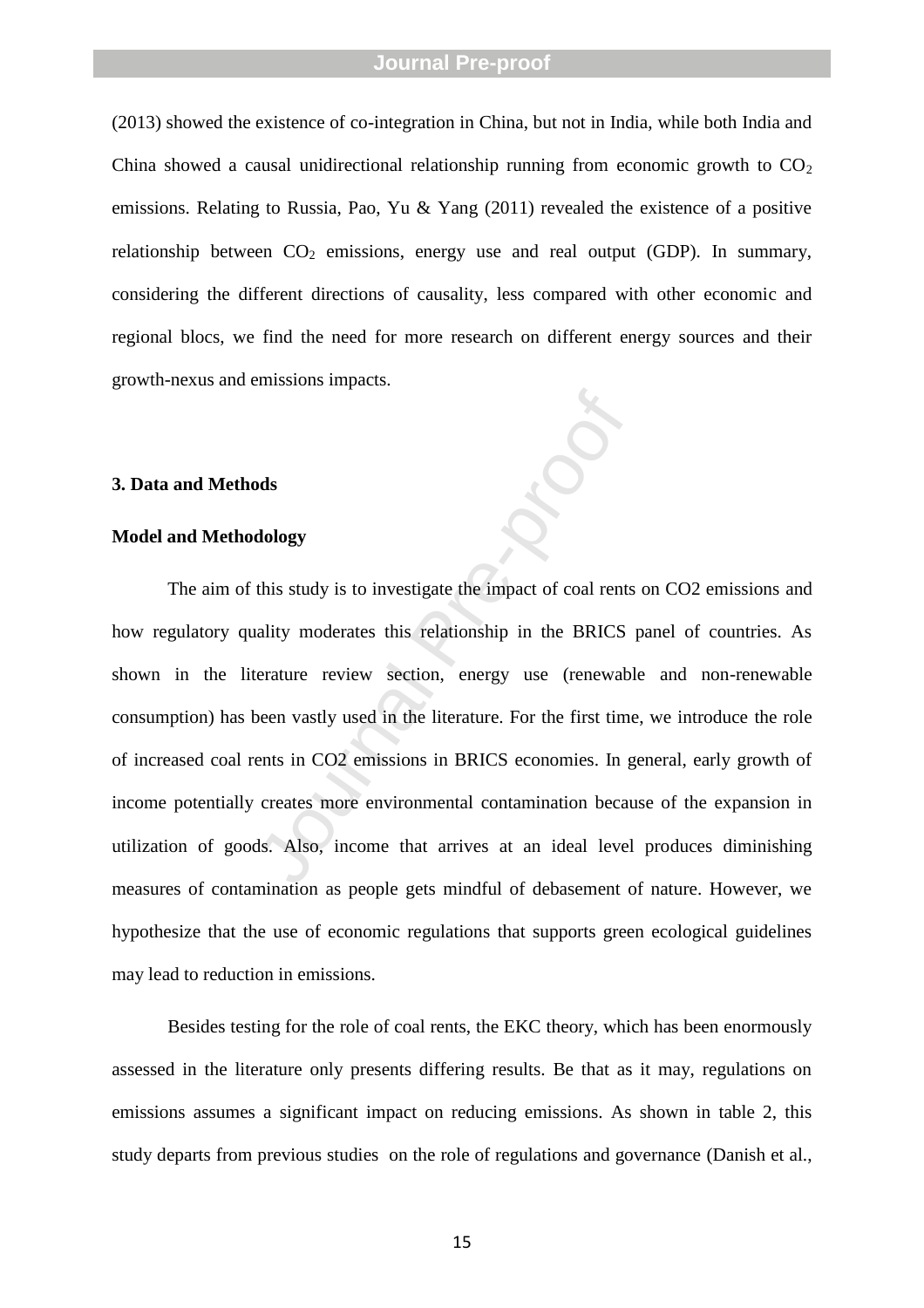(2013) showed the existence of co-integration in China, but not in India, while both India and China showed a causal unidirectional relationship running from economic growth to $CO_2$ emissions. Relating to Russia, Pao, Yu & Yang (2011) revealed the existence of a positive relationship between $CO_2$ emissions, energy use and real output (GDP). In summary, considering the different directions of causality, less compared with other economic and regional blocs, we find the need for more research on different energy sources and their growth-nexus and emissions impacts.

## 3. Data and Methods

### Model and Methodology

The aim of this study is to investigate the impact of coal rents on CO2 emissions and how regulatory quality moderates this relationship in the BRICS panel of countries. As shown in the literature review section, energy use (renewable and non-renewable consumption) has been vastly used in the literature. For the first time, we introduce the role of increased coal rents in CO2 emissions in BRICS economies. In general, early growth of income potentially creates more environmental contamination because of the expansion in utilization of goods. Also, income that arrives at an ideal level produces diminishing measures of contamination as people gets mindful of debasement of nature. However, we hypothesize that the use of economic regulations that supports green ecological guidelines may lead to reduction in emissions.

Besides testing for the role of coal rents, the EKC theory, which has been enormously assessed in the literature only presents differing results. Be that as it may, regulations on emissions assumes a significant impact on reducing emissions. As shown in table 2, this study departs from previous studies on the role of regulations and governance (Danish et al.,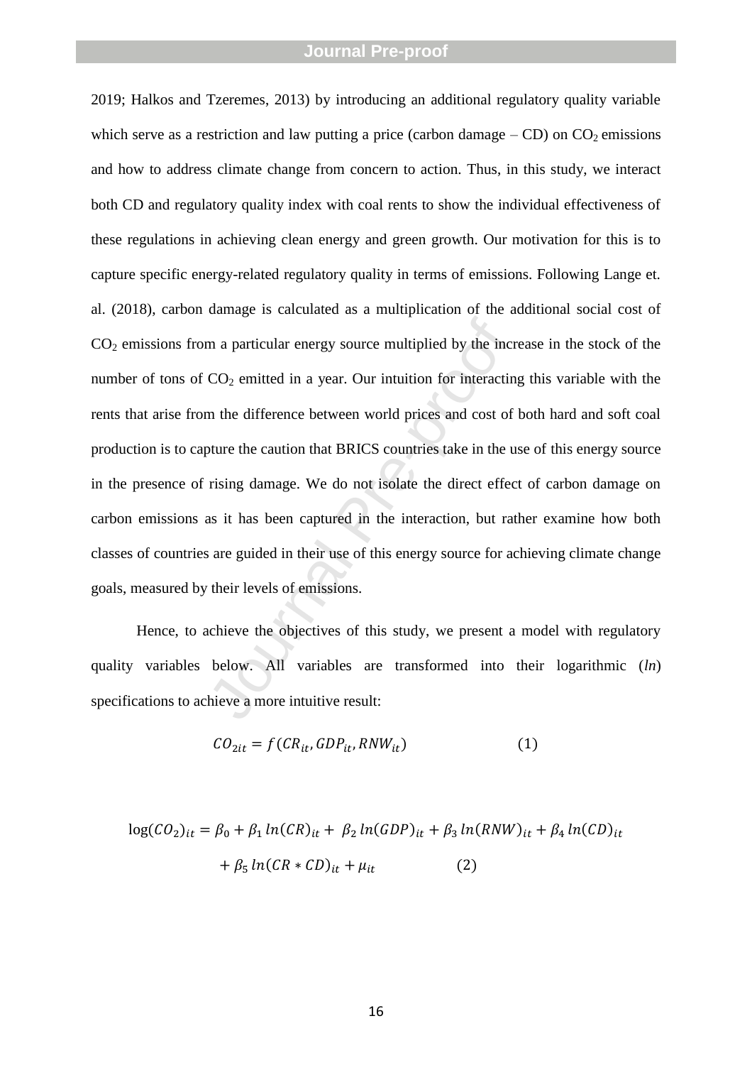2019; Halkos and Tzeremes, 2013) by introducing an additional regulatory quality variable which serve as a restriction and law putting a price (carbon damage – CD) on $CO_2$ emissions and how to address climate change from concern to action. Thus, in this study, we interact both CD and regulatory quality index with coal rents to show the individual effectiveness of these regulations in achieving clean energy and green growth. Our motivation for this is to capture specific energy-related regulatory quality in terms of emissions. Following Lange et. al. (2018), carbon damage is calculated as a multiplication of the additional social cost of $CO_2$ emissions from a particular energy source multiplied by the increase in the stock of the number of tons of $CO_2$ emitted in a year. Our intuition for interacting this variable with the rents that arise from the difference between world prices and cost of both hard and soft coal production is to capture the caution that BRICS countries take in the use of this energy source in the presence of rising damage. We do not isolate the direct effect of carbon damage on carbon emissions as it has been captured in the interaction, but rather examine how both classes of countries are guided in their use of this energy source for achieving climate change goals, measured by their levels of emissions.

Hence, to achieve the objectives of this study, we present a model with regulatory quality variables below. All variables are transformed into their logarithmic (*ln*) specifications to achieve a more intuitive result:

$$CO_{2it} = f(CR_{it}, GDP_{it}, RNW_{it}) \qquad (1)$$

$$\log(CO_2)_{it} = \beta_0 + \beta_1 \, ln(CR)_{it} + \beta_2 \, ln(GDP)_{it} + \beta_3 \, ln(RNW)_{it} + \beta_4 \, ln(CD)_{it} + \beta_5 \, ln(CR * CD)_{it} + \mu_{it} \qquad (2)$$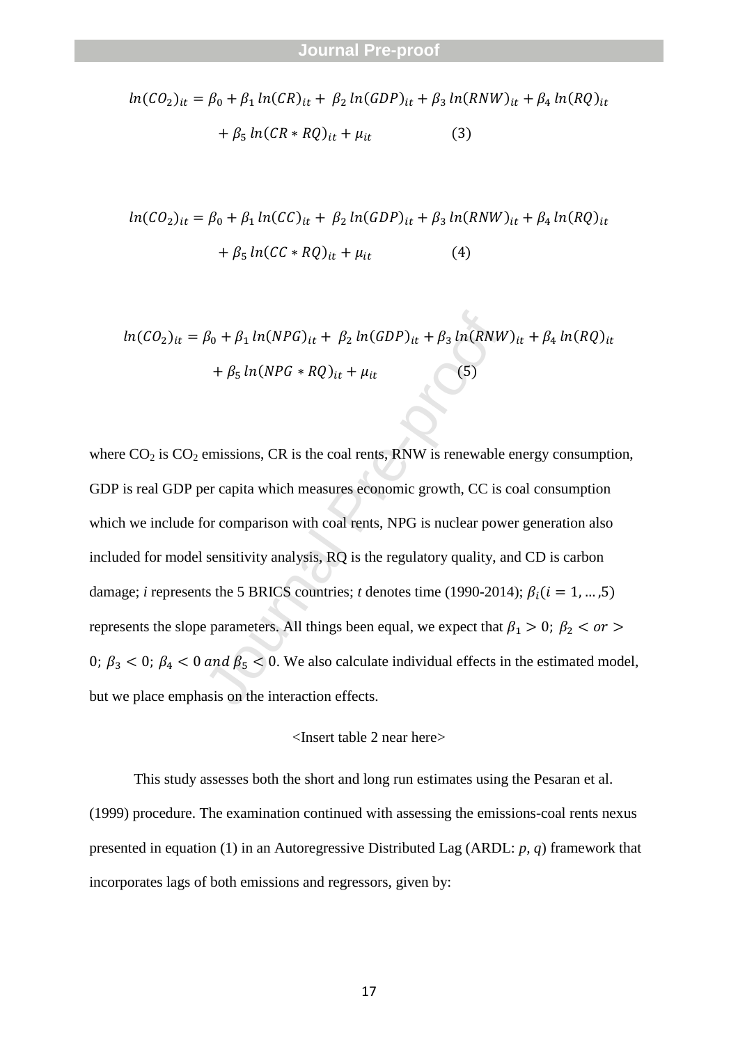$$ln(CO_2)_{it} = \beta_0 + \beta_1 \, ln(CR)_{it} + \beta_2 \, ln(GDP)_{it} + \beta_3 \, ln(RNW)_{it} + \beta_4 \, ln(RQ)_{it} + \beta_5 \, ln(CR * RQ)_{it} + \mu_{it} \qquad (3)$$

$$ln(CO_2)_{it} = \beta_0 + \beta_1 \, ln(CC)_{it} + \beta_2 \, ln(GDP)_{it} + \beta_3 \, ln(RNW)_{it} + \beta_4 \, ln(RQ)_{it} + \beta_5 \, ln(CC * RQ)_{it} + \mu_{it} \qquad (4)$$

$$ln(CO_2)_{it} = \beta_0 + \beta_1 \, ln(NPG)_{it} + \beta_2 \, ln(GDP)_{it} + \beta_3 \, ln(RNW)_{it} + \beta_4 \, ln(RQ)_{it} + \beta_5 \, ln(NPG * RQ)_{it} + \mu_{it} \qquad (5)$$

where $CO_2$ is $CO_2$ emissions, CR is the coal rents, RNW is renewable energy consumption, GDP is real GDP per capita which measures economic growth, CC is coal consumption which we include for comparison with coal rents, NPG is nuclear power generation also included for model sensitivity analysis, RQ is the regulatory quality, and CD is carbon damage; *i* represents the 5 BRICS countries; *t* denotes time (1990-2014); $\beta_i (i = 1, \dots, 5)$ represents the slope parameters. All things been equal, we expect that $\beta_1 > 0$; $\beta_2 < or > 0$; $\beta_3 < 0$; $\beta_4 < 0 \; and \; \beta_5 < 0$. We also calculate individual effects in the estimated model, but we place emphasis on the interaction effects.

<Insert table 2 near here>

This study assesses both the short and long run estimates using the Pesaran et al. (1999) procedure. The examination continued with assessing the emissions-coal rents nexus presented in equation (1) in an Autoregressive Distributed Lag (ARDL: *p*, *q*) framework that incorporates lags of both emissions and regressors, given by: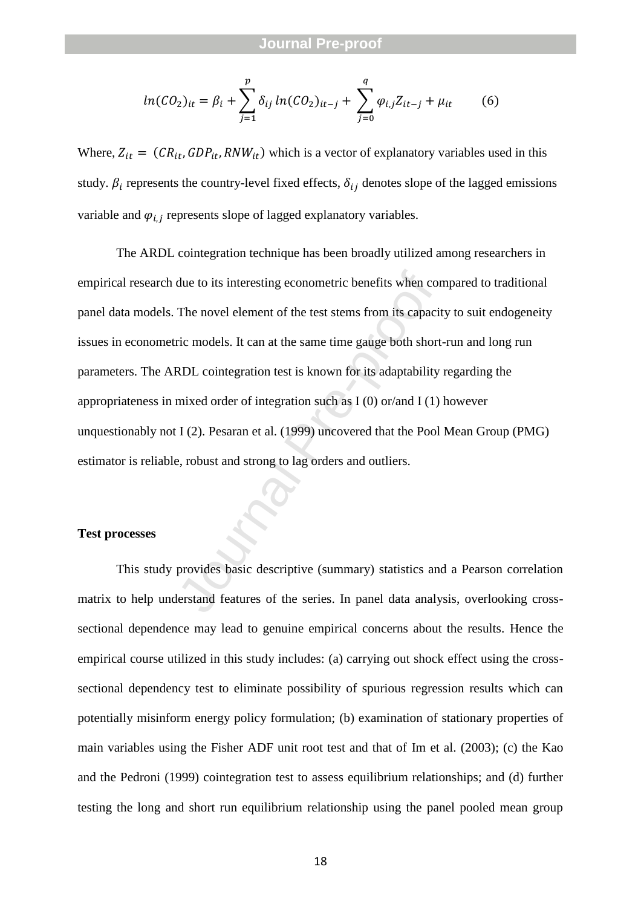$$ln(CO_2)_{it} = \beta_i + \sum_{j=1}^{p} \delta_{ij}\, ln(CO_2)_{it-j} + \sum_{j=0}^{q} \varphi_{i,j} Z_{it-j} + \mu_{it} \qquad (6)$$

Where, $Z_{it} = (CR_{it}, GDP_{it}, RNW_{it})$ which is a vector of explanatory variables used in this study. $\beta_i$ represents the country-level fixed effects, $\delta_{ij}$ denotes slope of the lagged emissions variable and $\varphi_{i,j}$ represents slope of lagged explanatory variables.

The ARDL cointegration technique has been broadly utilized among researchers in empirical research due to its interesting econometric benefits when compared to traditional panel data models. The novel element of the test stems from its capacity to suit endogeneity issues in econometric models. It can at the same time gauge both short-run and long run parameters. The ARDL cointegration test is known for its adaptability regarding the appropriateness in mixed order of integration such as I (0) or/and I (1) however unquestionably not I (2). Pesaran et al. (1999) uncovered that the Pool Mean Group (PMG) estimator is reliable, robust and strong to lag orders and outliers.

**Test processes**

This study provides basic descriptive (summary) statistics and a Pearson correlation matrix to help understand features of the series. In panel data analysis, overlooking cross-sectional dependence may lead to genuine empirical concerns about the results. Hence the empirical course utilized in this study includes: (a) carrying out shock effect using the cross-sectional dependency test to eliminate possibility of spurious regression results which can potentially misinform energy policy formulation; (b) examination of stationary properties of main variables using the Fisher ADF unit root test and that of Im et al. (2003); (c) the Kao and the Pedroni (1999) cointegration test to assess equilibrium relationships; and (d) further testing the long and short run equilibrium relationship using the panel pooled mean group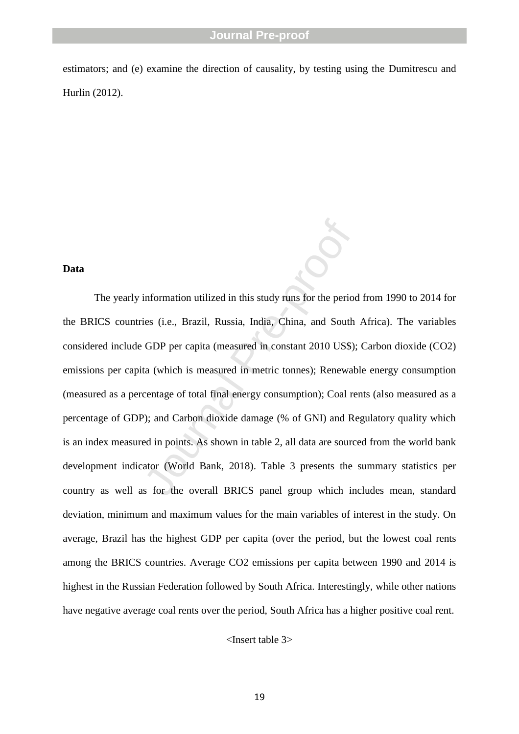estimators; and (e) examine the direction of causality, by testing using the Dumitrescu and Hurlin (2012).

**Data**

The yearly information utilized in this study runs for the period from 1990 to 2014 for the BRICS countries (i.e., Brazil, Russia, India, China, and South Africa). The variables considered include GDP per capita (measured in constant 2010 US$); Carbon dioxide ($CO_2$) emissions per capita (which is measured in metric tonnes); Renewable energy consumption (measured as a percentage of total final energy consumption); Coal rents (also measured as a percentage of GDP); and Carbon dioxide damage (% of GNI) and Regulatory quality which is an index measured in points. As shown in table 2, all data are sourced from the world bank development indicator (World Bank, 2018). Table 3 presents the summary statistics per country as well as for the overall BRICS panel group which includes mean, standard deviation, minimum and maximum values for the main variables of interest in the study. On average, Brazil has the highest GDP per capita (over the period, but the lowest coal rents among the BRICS countries. Average $CO_2$ emissions per capita between 1990 and 2014 is highest in the Russian Federation followed by South Africa. Interestingly, while other nations have negative average coal rents over the period, South Africa has a higher positive coal rent.

<Insert table 3>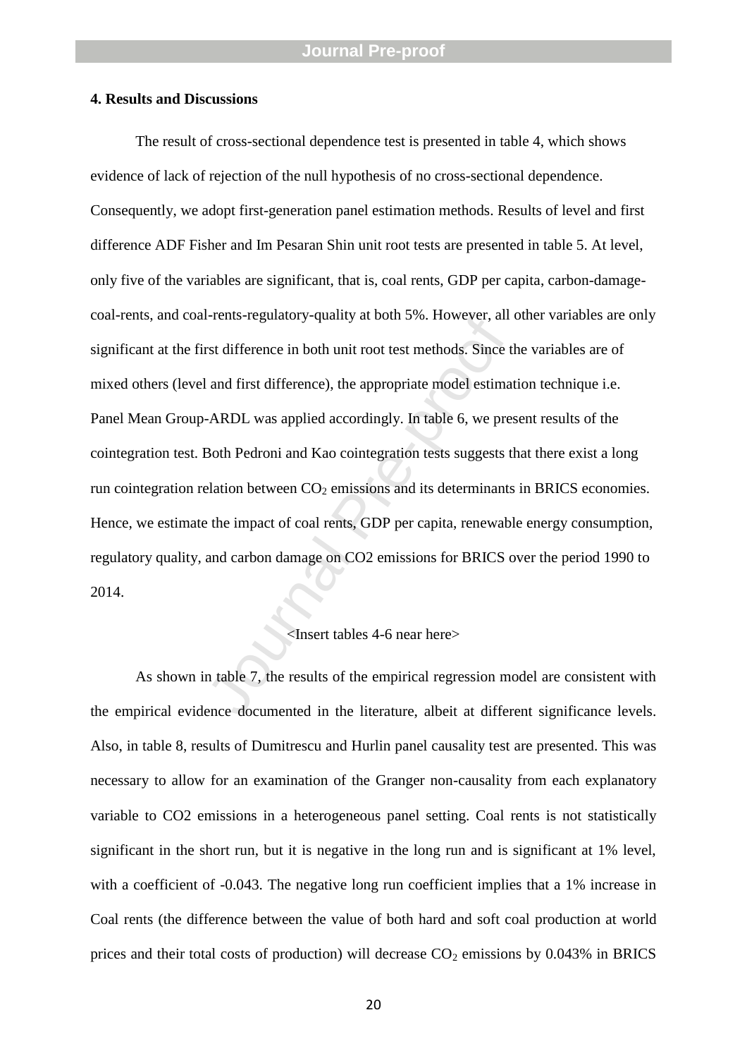**4. Results and Discussions**

The result of cross-sectional dependence test is presented in table 4, which shows evidence of lack of rejection of the null hypothesis of no cross-sectional dependence. Consequently, we adopt first-generation panel estimation methods. Results of level and first difference ADF Fisher and Im Pesaran Shin unit root tests are presented in table 5. At level, only five of the variables are significant, that is, coal rents, GDP per capita, carbon-damage-coal-rents, and coal-rents-regulatory-quality at both 5%. However, all other variables are only significant at the first difference in both unit root test methods. Since the variables are of mixed others (level and first difference), the appropriate model estimation technique i.e. Panel Mean Group-ARDL was applied accordingly. In table 6, we present results of the cointegration test. Both Pedroni and Kao cointegration tests suggests that there exist a long run cointegration relation between $CO_2$ emissions and its determinants in BRICS economies. Hence, we estimate the impact of coal rents, GDP per capita, renewable energy consumption, regulatory quality, and carbon damage on CO2 emissions for BRICS over the period 1990 to 2014.

<Insert tables 4-6 near here>

As shown in table 7, the results of the empirical regression model are consistent with the empirical evidence documented in the literature, albeit at different significance levels. Also, in table 8, results of Dumitrescu and Hurlin panel causality test are presented. This was necessary to allow for an examination of the Granger non-causality from each explanatory variable to CO2 emissions in a heterogeneous panel setting. Coal rents is not statistically significant in the short run, but it is negative in the long run and is significant at 1% level, with a coefficient of -0.043. The negative long run coefficient implies that a 1% increase in Coal rents (the difference between the value of both hard and soft coal production at world prices and their total costs of production) will decrease $CO_2$ emissions by 0.043% in BRICS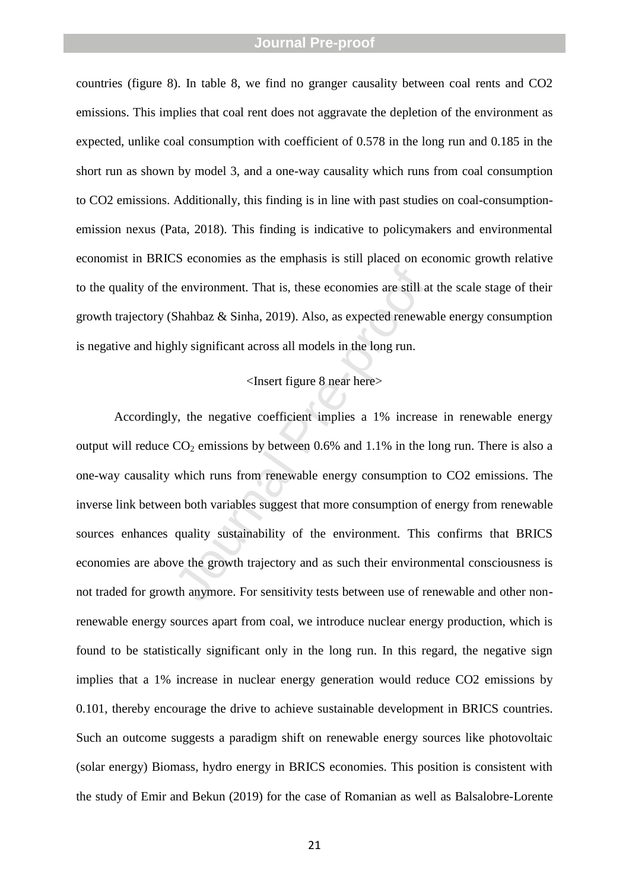countries (figure 8). In table 8, we find no granger causality between coal rents and CO2 emissions. This implies that coal rent does not aggravate the depletion of the environment as expected, unlike coal consumption with coefficient of 0.578 in the long run and 0.185 in the short run as shown by model 3, and a one-way causality which runs from coal consumption to CO2 emissions. Additionally, this finding is in line with past studies on coal-consumption-emission nexus (Pata, 2018). This finding is indicative to policymakers and environmental economist in BRICS economies as the emphasis is still placed on economic growth relative to the quality of the environment. That is, these economies are still at the scale stage of their growth trajectory (Shahbaz & Sinha, 2019). Also, as expected renewable energy consumption is negative and highly significant across all models in the long run.

<Insert figure 8 near here>

Accordingly, the negative coefficient implies a 1% increase in renewable energy output will reduce $CO_2$ emissions by between 0.6% and 1.1% in the long run. There is also a one-way causality which runs from renewable energy consumption to CO2 emissions. The inverse link between both variables suggest that more consumption of energy from renewable sources enhances quality sustainability of the environment. This confirms that BRICS economies are above the growth trajectory and as such their environmental consciousness is not traded for growth anymore. For sensitivity tests between use of renewable and other non-renewable energy sources apart from coal, we introduce nuclear energy production, which is found to be statistically significant only in the long run. In this regard, the negative sign implies that a 1% increase in nuclear energy generation would reduce CO2 emissions by 0.101, thereby encourage the drive to achieve sustainable development in BRICS countries. Such an outcome suggests a paradigm shift on renewable energy sources like photovoltaic (solar energy) Biomass, hydro energy in BRICS economies. This position is consistent with the study of Emir and Bekun (2019) for the case of Romanian as well as Balsalobre-Lorente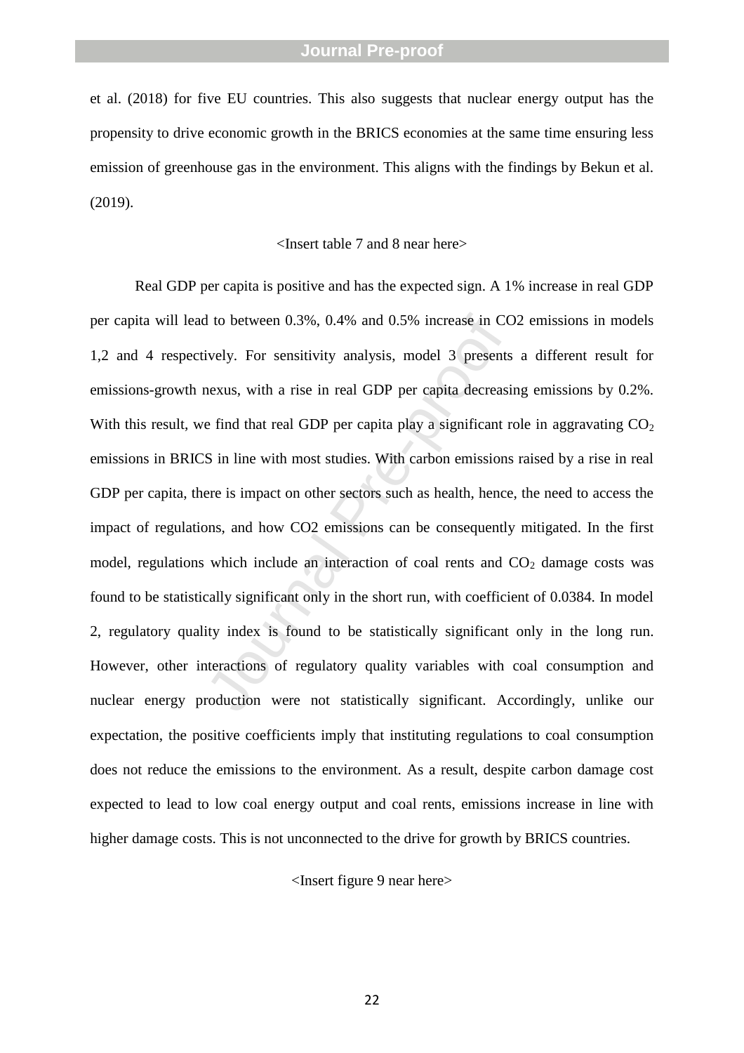et al. (2018) for five EU countries. This also suggests that nuclear energy output has the propensity to drive economic growth in the BRICS economies at the same time ensuring less emission of greenhouse gas in the environment. This aligns with the findings by Bekun et al. (2019).

<Insert table 7 and 8 near here>

Real GDP per capita is positive and has the expected sign. A 1% increase in real GDP per capita will lead to between 0.3%, 0.4% and 0.5% increase in CO2 emissions in models 1,2 and 4 respectively. For sensitivity analysis, model 3 presents a different result for emissions-growth nexus, with a rise in real GDP per capita decreasing emissions by 0.2%. With this result, we find that real GDP per capita play a significant role in aggravating $CO_2$ emissions in BRICS in line with most studies. With carbon emissions raised by a rise in real GDP per capita, there is impact on other sectors such as health, hence, the need to access the impact of regulations, and how CO2 emissions can be consequently mitigated. In the first model, regulations which include an interaction of coal rents and $CO_2$ damage costs was found to be statistically significant only in the short run, with coefficient of 0.0384. In model 2, regulatory quality index is found to be statistically significant only in the long run. However, other interactions of regulatory quality variables with coal consumption and nuclear energy production were not statistically significant. Accordingly, unlike our expectation, the positive coefficients imply that instituting regulations to coal consumption does not reduce the emissions to the environment. As a result, despite carbon damage cost expected to lead to low coal energy output and coal rents, emissions increase in line with higher damage costs. This is not unconnected to the drive for growth by BRICS countries.

<Insert figure 9 near here>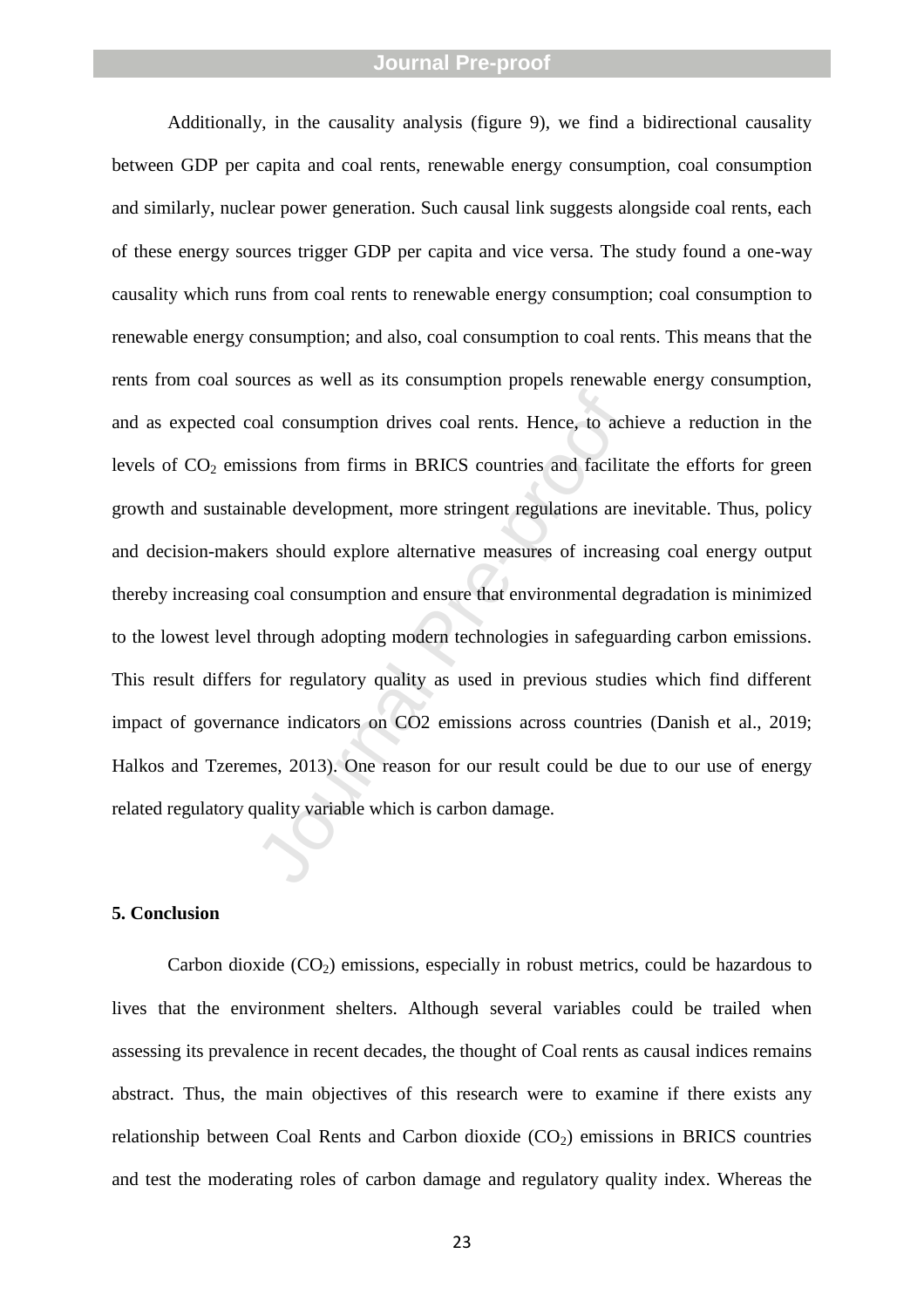Additionally, in the causality analysis (figure 9), we find a bidirectional causality between GDP per capita and coal rents, renewable energy consumption, coal consumption and similarly, nuclear power generation. Such causal link suggests alongside coal rents, each of these energy sources trigger GDP per capita and vice versa. The study found a one-way causality which runs from coal rents to renewable energy consumption; coal consumption to renewable energy consumption; and also, coal consumption to coal rents. This means that the rents from coal sources as well as its consumption propels renewable energy consumption, and as expected coal consumption drives coal rents. Hence, to achieve a reduction in the levels of $CO_2$ emissions from firms in BRICS countries and facilitate the efforts for green growth and sustainable development, more stringent regulations are inevitable. Thus, policy and decision-makers should explore alternative measures of increasing coal energy output thereby increasing coal consumption and ensure that environmental degradation is minimized to the lowest level through adopting modern technologies in safeguarding carbon emissions. This result differs for regulatory quality as used in previous studies which find different impact of governance indicators on CO2 emissions across countries (Danish et al., 2019; Halkos and Tzeremes, 2013). One reason for our result could be due to our use of energy related regulatory quality variable which is carbon damage.

## 5. Conclusion

Carbon dioxide ($CO_2$) emissions, especially in robust metrics, could be hazardous to lives that the environment shelters. Although several variables could be trailed when assessing its prevalence in recent decades, the thought of Coal rents as causal indices remains abstract. Thus, the main objectives of this research were to examine if there exists any relationship between Coal Rents and Carbon dioxide ($CO_2$) emissions in BRICS countries and test the moderating roles of carbon damage and regulatory quality index. Whereas the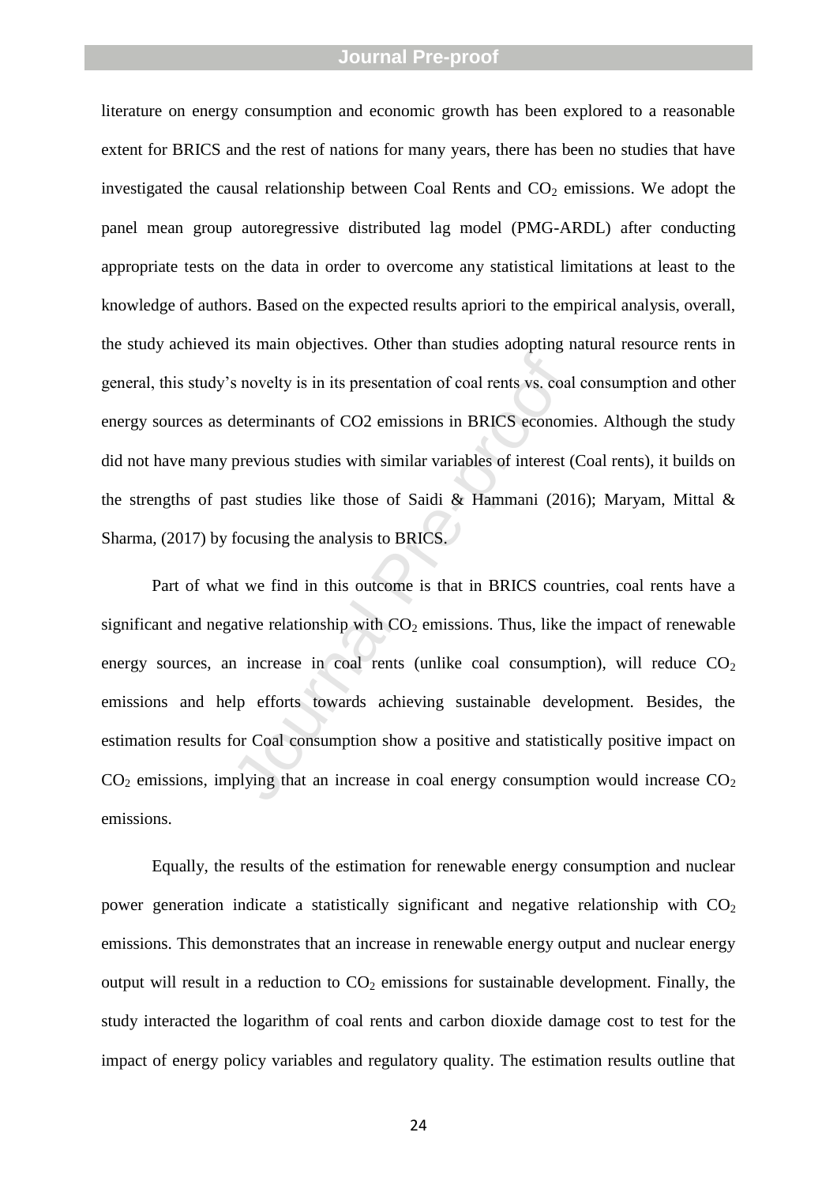literature on energy consumption and economic growth has been explored to a reasonable extent for BRICS and the rest of nations for many years, there has been no studies that have investigated the causal relationship between Coal Rents and $CO_2$ emissions. We adopt the panel mean group autoregressive distributed lag model (PMG-ARDL) after conducting appropriate tests on the data in order to overcome any statistical limitations at least to the knowledge of authors. Based on the expected results apriori to the empirical analysis, overall, the study achieved its main objectives. Other than studies adopting natural resource rents in general, this study's novelty is in its presentation of coal rents vs. coal consumption and other energy sources as determinants of CO2 emissions in BRICS economies. Although the study did not have many previous studies with similar variables of interest (Coal rents), it builds on the strengths of past studies like those of Saidi & Hammani (2016); Maryam, Mittal & Sharma, (2017) by focusing the analysis to BRICS.

Part of what we find in this outcome is that in BRICS countries, coal rents have a significant and negative relationship with $CO_2$ emissions. Thus, like the impact of renewable energy sources, an increase in coal rents (unlike coal consumption), will reduce $CO_2$ emissions and help efforts towards achieving sustainable development. Besides, the estimation results for Coal consumption show a positive and statistically positive impact on $CO_2$ emissions, implying that an increase in coal energy consumption would increase $CO_2$ emissions.

Equally, the results of the estimation for renewable energy consumption and nuclear power generation indicate a statistically significant and negative relationship with $CO_2$ emissions. This demonstrates that an increase in renewable energy output and nuclear energy output will result in a reduction to $CO_2$ emissions for sustainable development. Finally, the study interacted the logarithm of coal rents and carbon dioxide damage cost to test for the impact of energy policy variables and regulatory quality. The estimation results outline that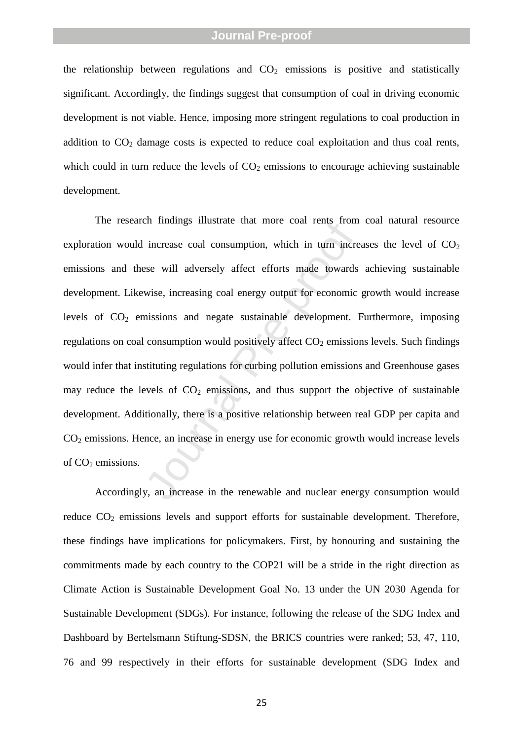the relationship between regulations and $CO_2$ emissions is positive and statistically significant. Accordingly, the findings suggest that consumption of coal in driving economic development is not viable. Hence, imposing more stringent regulations to coal production in addition to $CO_2$ damage costs is expected to reduce coal exploitation and thus coal rents, which could in turn reduce the levels of $CO_2$ emissions to encourage achieving sustainable development.

The research findings illustrate that more coal rents from coal natural resource exploration would increase coal consumption, which in turn increases the level of $CO_2$ emissions and these will adversely affect efforts made towards achieving sustainable development. Likewise, increasing coal energy output for economic growth would increase levels of $CO_2$ emissions and negate sustainable development. Furthermore, imposing regulations on coal consumption would positively affect $CO_2$ emissions levels. Such findings would infer that instituting regulations for curbing pollution emissions and Greenhouse gases may reduce the levels of $CO_2$ emissions, and thus support the objective of sustainable development. Additionally, there is a positive relationship between real GDP per capita and $CO_2$ emissions. Hence, an increase in energy use for economic growth would increase levels of $CO_2$ emissions.

Accordingly, an increase in the renewable and nuclear energy consumption would reduce $CO_2$ emissions levels and support efforts for sustainable development. Therefore, these findings have implications for policymakers. First, by honouring and sustaining the commitments made by each country to the COP21 will be a stride in the right direction as Climate Action is Sustainable Development Goal No. 13 under the UN 2030 Agenda for Sustainable Development (SDGs). For instance, following the release of the SDG Index and Dashboard by Bertelsmann Stiftung-SDSN, the BRICS countries were ranked; 53, 47, 110, 76 and 99 respectively in their efforts for sustainable development (SDG Index and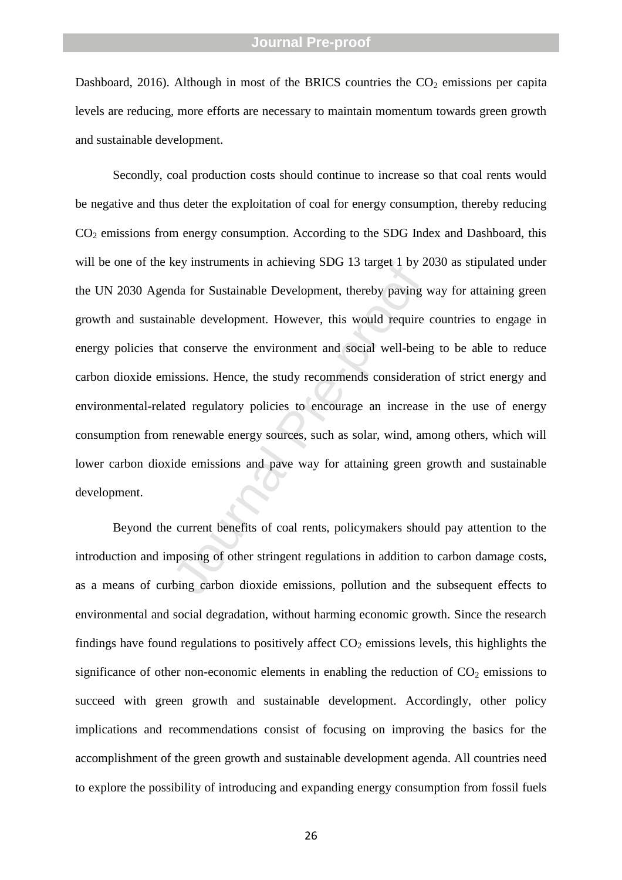Dashboard, 2016). Although in most of the BRICS countries the $CO_2$ emissions per capita levels are reducing, more efforts are necessary to maintain momentum towards green growth and sustainable development.

Secondly, coal production costs should continue to increase so that coal rents would be negative and thus deter the exploitation of coal for energy consumption, thereby reducing $CO_2$ emissions from energy consumption. According to the SDG Index and Dashboard, this will be one of the key instruments in achieving SDG 13 target 1 by 2030 as stipulated under the UN 2030 Agenda for Sustainable Development, thereby paving way for attaining green growth and sustainable development. However, this would require countries to engage in energy policies that conserve the environment and social well-being to be able to reduce carbon dioxide emissions. Hence, the study recommends consideration of strict energy and environmental-related regulatory policies to encourage an increase in the use of energy consumption from renewable energy sources, such as solar, wind, among others, which will lower carbon dioxide emissions and pave way for attaining green growth and sustainable development.

Beyond the current benefits of coal rents, policymakers should pay attention to the introduction and imposing of other stringent regulations in addition to carbon damage costs, as a means of curbing carbon dioxide emissions, pollution and the subsequent effects to environmental and social degradation, without harming economic growth. Since the research findings have found regulations to positively affect $CO_2$ emissions levels, this highlights the significance of other non-economic elements in enabling the reduction of $CO_2$ emissions to succeed with green growth and sustainable development. Accordingly, other policy implications and recommendations consist of focusing on improving the basics for the accomplishment of the green growth and sustainable development agenda. All countries need to explore the possibility of introducing and expanding energy consumption from fossil fuels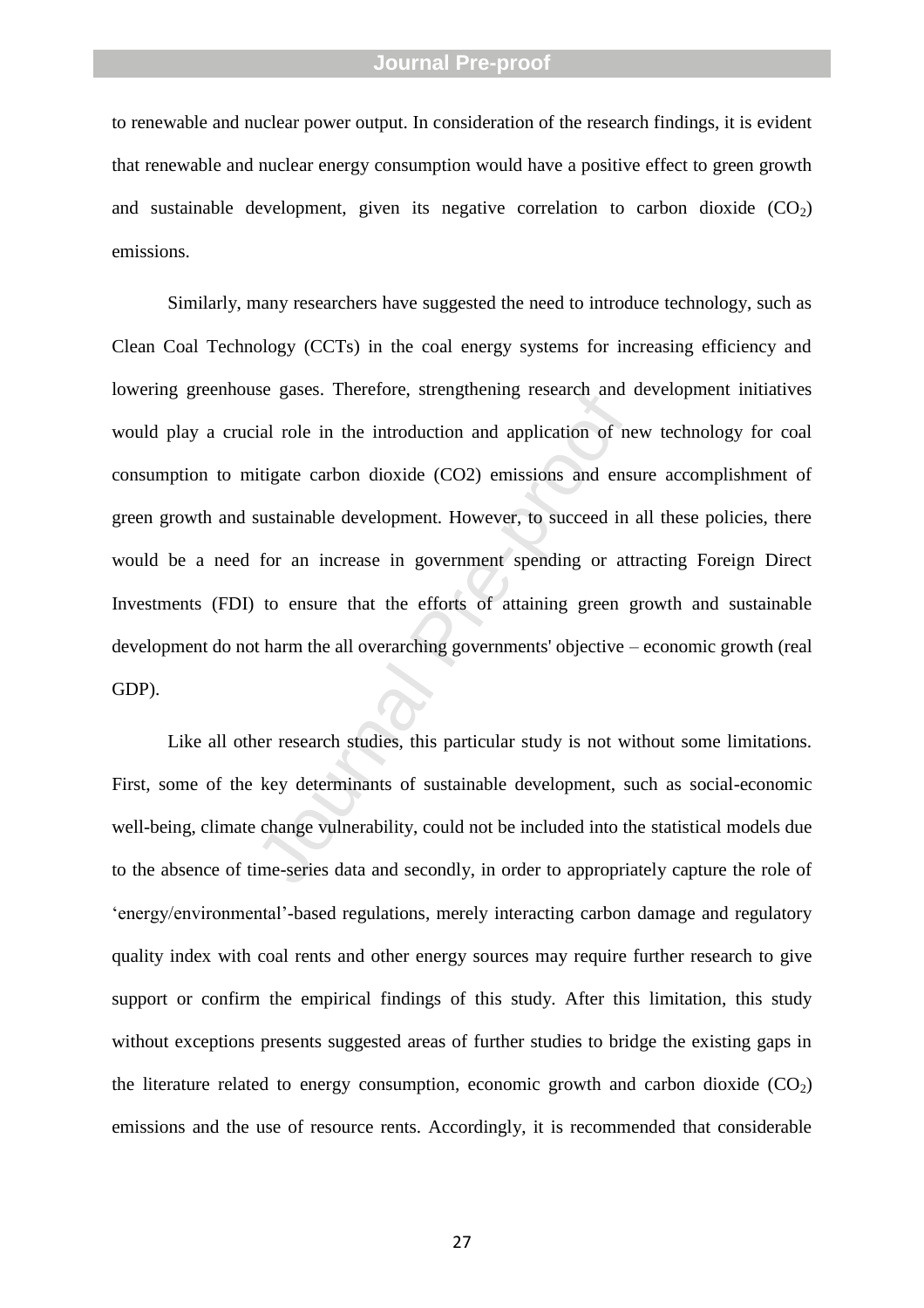to renewable and nuclear power output. In consideration of the research findings, it is evident that renewable and nuclear energy consumption would have a positive effect to green growth and sustainable development, given its negative correlation to carbon dioxide ($CO_2$) emissions.

Similarly, many researchers have suggested the need to introduce technology, such as Clean Coal Technology (CCTs) in the coal energy systems for increasing efficiency and lowering greenhouse gases. Therefore, strengthening research and development initiatives would play a crucial role in the introduction and application of new technology for coal consumption to mitigate carbon dioxide (CO2) emissions and ensure accomplishment of green growth and sustainable development. However, to succeed in all these policies, there would be a need for an increase in government spending or attracting Foreign Direct Investments (FDI) to ensure that the efforts of attaining green growth and sustainable development do not harm the all overarching governments' objective – economic growth (real GDP).

Like all other research studies, this particular study is not without some limitations. First, some of the key determinants of sustainable development, such as social-economic well-being, climate change vulnerability, could not be included into the statistical models due to the absence of time-series data and secondly, in order to appropriately capture the role of 'energy/environmental'-based regulations, merely interacting carbon damage and regulatory quality index with coal rents and other energy sources may require further research to give support or confirm the empirical findings of this study. After this limitation, this study without exceptions presents suggested areas of further studies to bridge the existing gaps in the literature related to energy consumption, economic growth and carbon dioxide ($CO_2$) emissions and the use of resource rents. Accordingly, it is recommended that considerable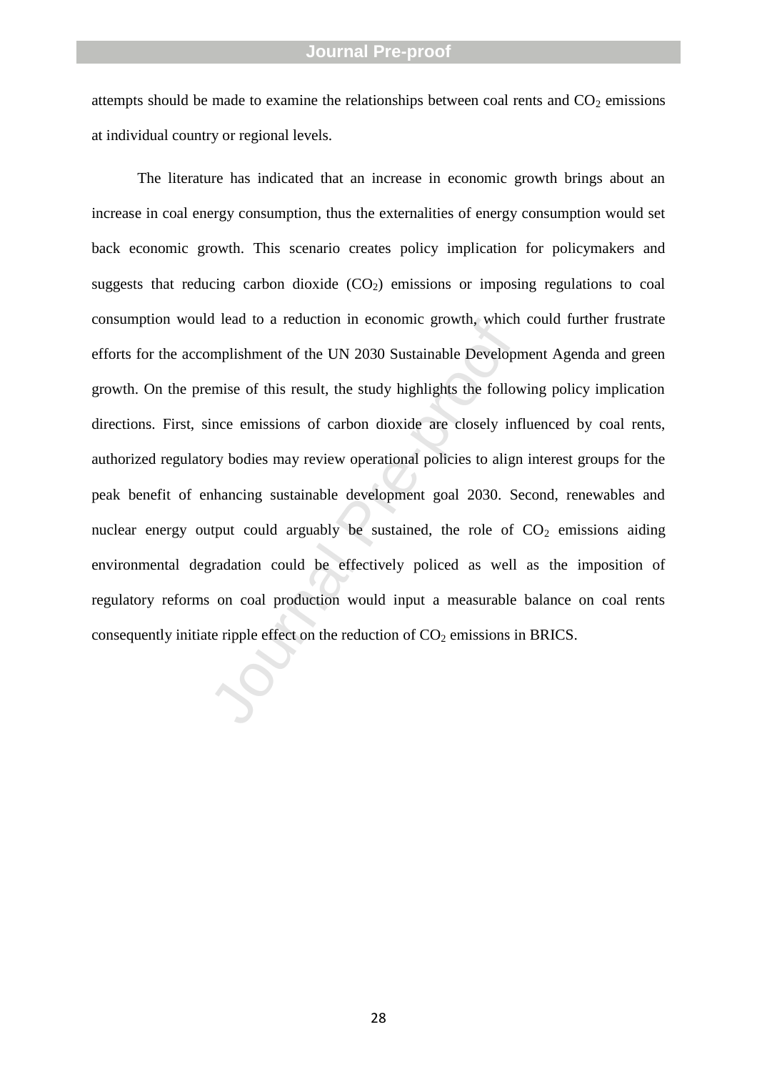attempts should be made to examine the relationships between coal rents and $CO_2$ emissions at individual country or regional levels.

The literature has indicated that an increase in economic growth brings about an increase in coal energy consumption, thus the externalities of energy consumption would set back economic growth. This scenario creates policy implication for policymakers and suggests that reducing carbon dioxide ($CO_2$) emissions or imposing regulations to coal consumption would lead to a reduction in economic growth, which could further frustrate efforts for the accomplishment of the UN 2030 Sustainable Development Agenda and green growth. On the premise of this result, the study highlights the following policy implication directions. First, since emissions of carbon dioxide are closely influenced by coal rents, authorized regulatory bodies may review operational policies to align interest groups for the peak benefit of enhancing sustainable development goal 2030. Second, renewables and nuclear energy output could arguably be sustained, the role of $CO_2$ emissions aiding environmental degradation could be effectively policed as well as the imposition of regulatory reforms on coal production would input a measurable balance on coal rents consequently initiate ripple effect on the reduction of $CO_2$ emissions in BRICS.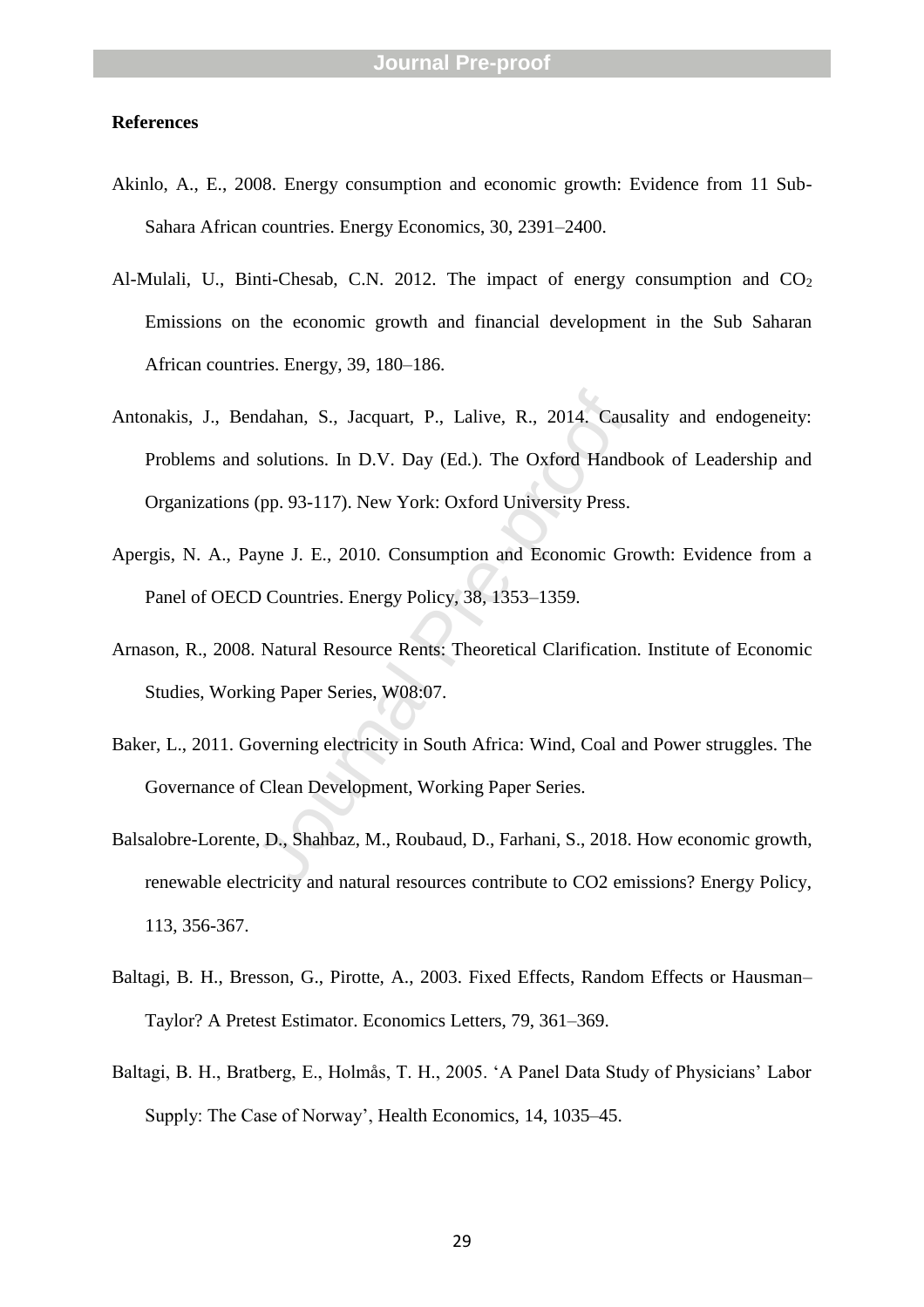**References**

Akinlo, A., E., 2008. Energy consumption and economic growth: Evidence from 11 Sub-Sahara African countries. Energy Economics, 30, 2391–2400.

Al-Mulali, U., Binti-Chesab, C.N. 2012. The impact of energy consumption and $CO_2$ Emissions on the economic growth and financial development in the Sub Saharan African countries. Energy, 39, 180–186.

Antonakis, J., Bendahan, S., Jacquart, P., Lalive, R., 2014. Causality and endogeneity: Problems and solutions. In D.V. Day (Ed.). The Oxford Handbook of Leadership and Organizations (pp. 93-117). New York: Oxford University Press.

Apergis, N. A., Payne J. E., 2010. Consumption and Economic Growth: Evidence from a Panel of OECD Countries. Energy Policy, 38, 1353–1359.

Arnason, R., 2008. Natural Resource Rents: Theoretical Clarification. Institute of Economic Studies, Working Paper Series, W08:07.

Baker, L., 2011. Governing electricity in South Africa: Wind, Coal and Power struggles. The Governance of Clean Development, Working Paper Series.

Balsalobre-Lorente, D., Shahbaz, M., Roubaud, D., Farhani, S., 2018. How economic growth, renewable electricity and natural resources contribute to CO2 emissions? Energy Policy, 113, 356-367.

Baltagi, B. H., Bresson, G., Pirotte, A., 2003. Fixed Effects, Random Effects or Hausman–Taylor? A Pretest Estimator. Economics Letters, 79, 361–369.

Baltagi, B. H., Bratberg, E., Holmås, T. H., 2005. 'A Panel Data Study of Physicians' Labor Supply: The Case of Norway', Health Economics, 14, 1035–45.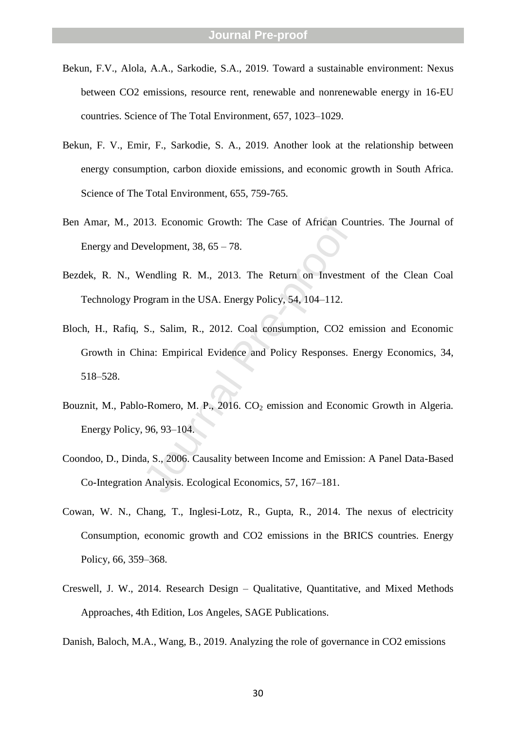Bekun, F.V., Alola, A.A., Sarkodie, S.A., 2019. Toward a sustainable environment: Nexus between CO2 emissions, resource rent, renewable and nonrenewable energy in 16-EU countries. Science of The Total Environment, 657, 1023–1029.

Bekun, F. V., Emir, F., Sarkodie, S. A., 2019. Another look at the relationship between energy consumption, carbon dioxide emissions, and economic growth in South Africa. Science of The Total Environment, 655, 759-765.

Ben Amar, M., 2013. Economic Growth: The Case of African Countries. The Journal of Energy and Development, 38, 65 – 78.

Bezdek, R. N., Wendling R. M., 2013. The Return on Investment of the Clean Coal Technology Program in the USA. Energy Policy, 54, 104–112.

Bloch, H., Rafiq, S., Salim, R., 2012. Coal consumption, CO2 emission and Economic Growth in China: Empirical Evidence and Policy Responses. Energy Economics, 34, 518–528.

Bouznit, M., Pablo-Romero, M. P., 2016. $CO_2$ emission and Economic Growth in Algeria. Energy Policy, 96, 93–104.

Coondoo, D., Dinda, S., 2006. Causality between Income and Emission: A Panel Data-Based Co-Integration Analysis. Ecological Economics, 57, 167–181.

Cowan, W. N., Chang, T., Inglesi-Lotz, R., Gupta, R., 2014. The nexus of electricity Consumption, economic growth and CO2 emissions in the BRICS countries. Energy Policy, 66, 359–368.

Creswell, J. W., 2014. Research Design – Qualitative, Quantitative, and Mixed Methods Approaches, 4th Edition, Los Angeles, SAGE Publications.

Danish, Baloch, M.A., Wang, B., 2019. Analyzing the role of governance in CO2 emissions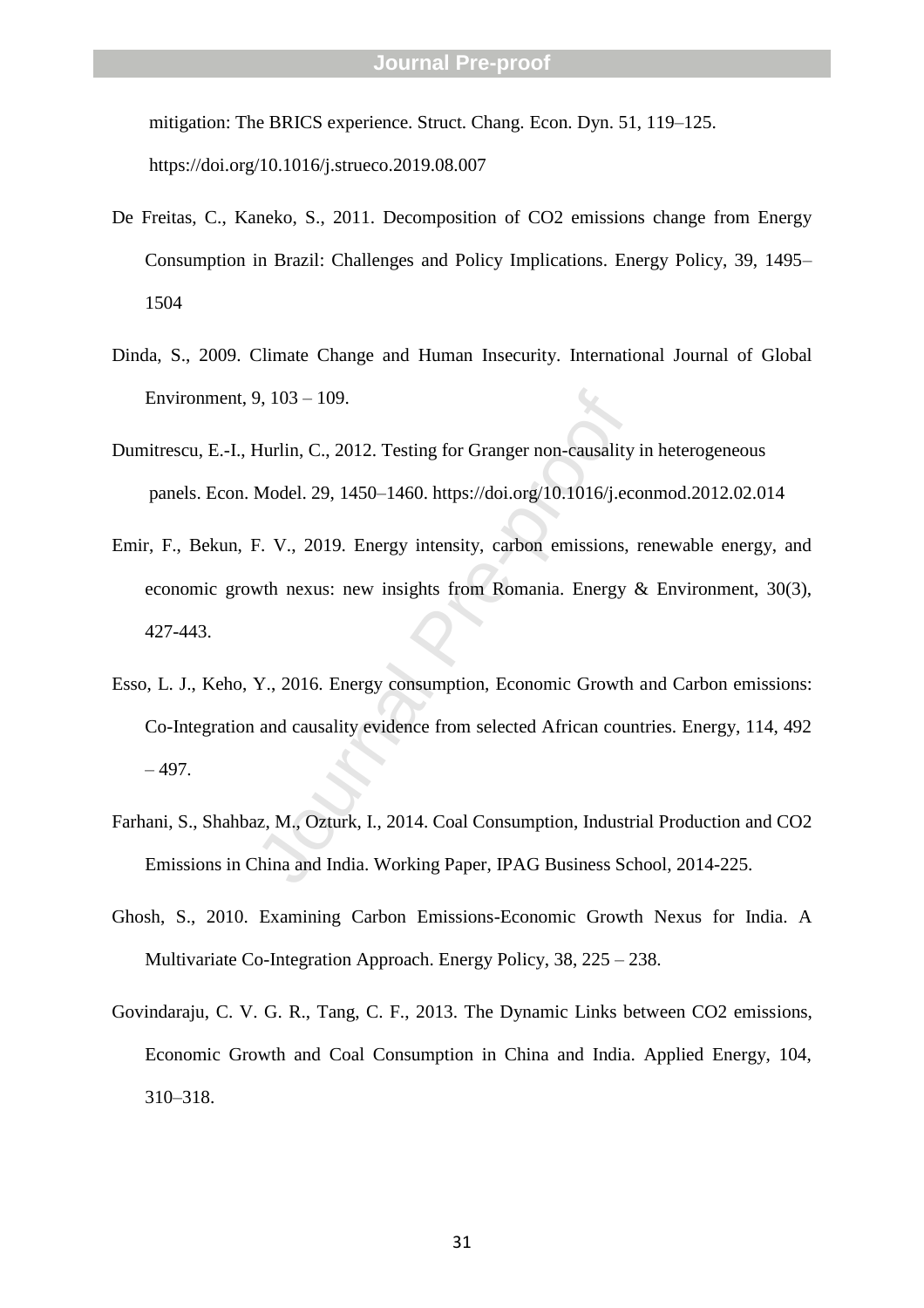mitigation: The BRICS experience. Struct. Chang. Econ. Dyn. 51, 119–125. https://doi.org/10.1016/j.strueco.2019.08.007

De Freitas, C., Kaneko, S., 2011. Decomposition of CO2 emissions change from Energy Consumption in Brazil: Challenges and Policy Implications. Energy Policy, 39, 1495–1504

Dinda, S., 2009. Climate Change and Human Insecurity. International Journal of Global Environment, 9, 103 – 109.

Dumitrescu, E.-I., Hurlin, C., 2012. Testing for Granger non-causality in heterogeneous panels. Econ. Model. 29, 1450–1460. https://doi.org/10.1016/j.econmod.2012.02.014

Emir, F., Bekun, F. V., 2019. Energy intensity, carbon emissions, renewable energy, and economic growth nexus: new insights from Romania. Energy & Environment, 30(3), 427-443.

Esso, L. J., Keho, Y., 2016. Energy consumption, Economic Growth and Carbon emissions: Co-Integration and causality evidence from selected African countries. Energy, 114, 492 – 497.

Farhani, S., Shahbaz, M., Ozturk, I., 2014. Coal Consumption, Industrial Production and CO2 Emissions in China and India. Working Paper, IPAG Business School, 2014-225.

Ghosh, S., 2010. Examining Carbon Emissions-Economic Growth Nexus for India. A Multivariate Co-Integration Approach. Energy Policy, 38, 225 – 238.

Govindaraju, C. V. G. R., Tang, C. F., 2013. The Dynamic Links between CO2 emissions, Economic Growth and Coal Consumption in China and India. Applied Energy, 104, 310–318.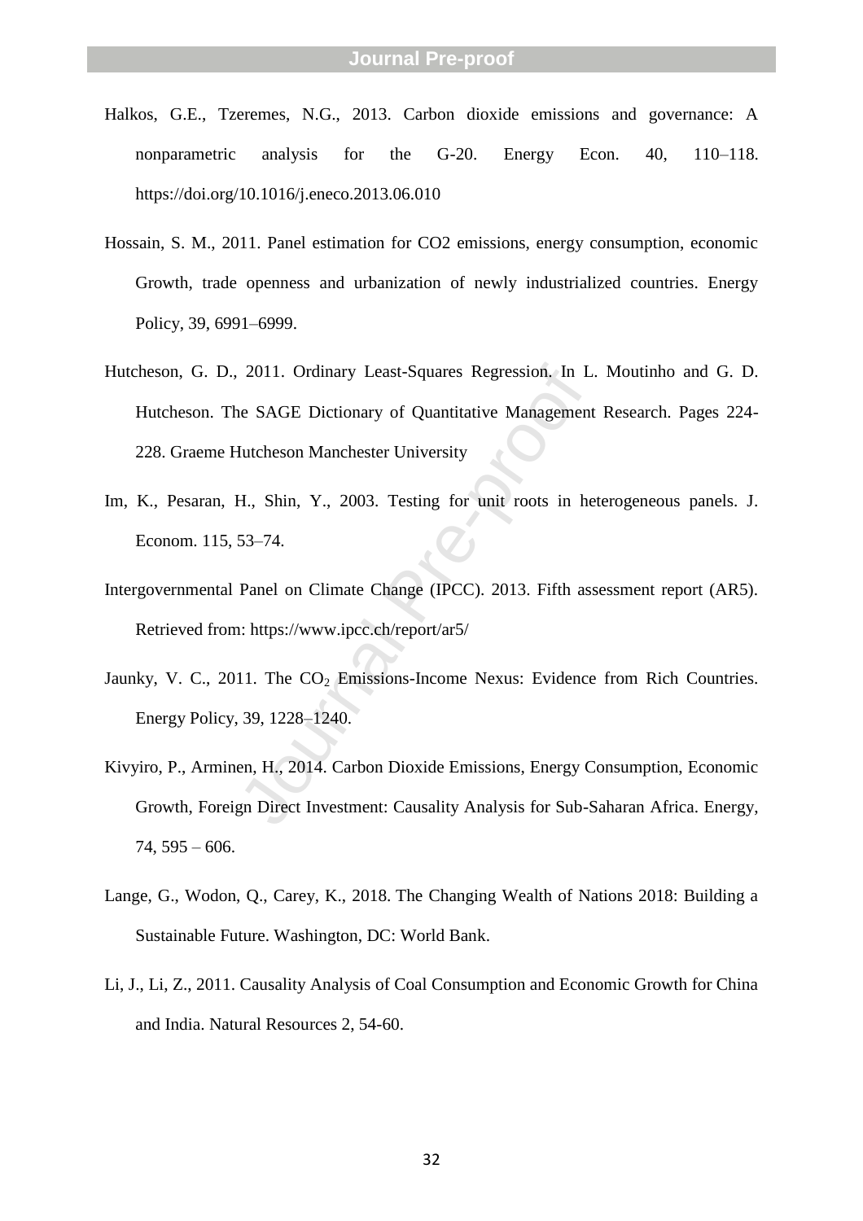Halkos, G.E., Tzeremes, N.G., 2013. Carbon dioxide emissions and governance: A nonparametric analysis for the G-20. Energy Econ. 40, 110–118. https://doi.org/10.1016/j.eneco.2013.06.010

Hossain, S. M., 2011. Panel estimation for CO2 emissions, energy consumption, economic Growth, trade openness and urbanization of newly industrialized countries. Energy Policy, 39, 6991–6999.

Hutcheson, G. D., 2011. Ordinary Least-Squares Regression. In L. Moutinho and G. D. Hutcheson. The SAGE Dictionary of Quantitative Management Research. Pages 224-228. Graeme Hutcheson Manchester University

Im, K., Pesaran, H., Shin, Y., 2003. Testing for unit roots in heterogeneous panels. J. Econom. 115, 53–74.

Intergovernmental Panel on Climate Change (IPCC). 2013. Fifth assessment report (AR5). Retrieved from: https://www.ipcc.ch/report/ar5/

Jaunky, V. C., 2011. The $CO_2$ Emissions-Income Nexus: Evidence from Rich Countries. Energy Policy, 39, 1228–1240.

Kivyiro, P., Arminen, H., 2014. Carbon Dioxide Emissions, Energy Consumption, Economic Growth, Foreign Direct Investment: Causality Analysis for Sub-Saharan Africa. Energy, 74, 595 – 606.

Lange, G., Wodon, Q., Carey, K., 2018. The Changing Wealth of Nations 2018: Building a Sustainable Future. Washington, DC: World Bank.

Li, J., Li, Z., 2011. Causality Analysis of Coal Consumption and Economic Growth for China and India. Natural Resources 2, 54-60.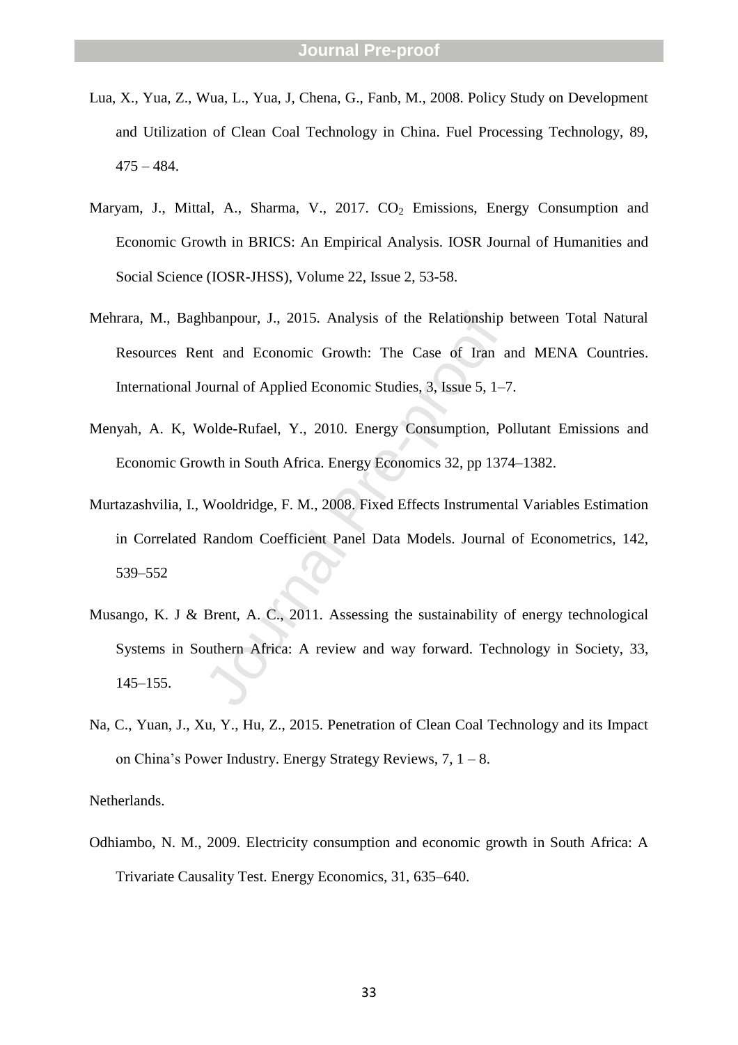Lua, X., Yua, Z., Wua, L., Yua, J, Chena, G., Fanb, M., 2008. Policy Study on Development and Utilization of Clean Coal Technology in China. Fuel Processing Technology, 89, 475 – 484.

Maryam, J., Mittal, A., Sharma, V., 2017. $CO_2$ Emissions, Energy Consumption and Economic Growth in BRICS: An Empirical Analysis. IOSR Journal of Humanities and Social Science (IOSR-JHSS), Volume 22, Issue 2, 53-58.

Mehrara, M., Baghbanpour, J., 2015. Analysis of the Relationship between Total Natural Resources Rent and Economic Growth: The Case of Iran and MENA Countries. International Journal of Applied Economic Studies, 3, Issue 5, 1–7.

Menyah, A. K, Wolde-Rufael, Y., 2010. Energy Consumption, Pollutant Emissions and Economic Growth in South Africa. Energy Economics 32, pp 1374–1382.

Murtazashvilia, I., Wooldridge, F. M., 2008. Fixed Effects Instrumental Variables Estimation in Correlated Random Coefficient Panel Data Models. Journal of Econometrics, 142, 539–552

Musango, K. J & Brent, A. C., 2011. Assessing the sustainability of energy technological Systems in Southern Africa: A review and way forward. Technology in Society, 33, 145–155.

Na, C., Yuan, J., Xu, Y., Hu, Z., 2015. Penetration of Clean Coal Technology and its Impact on China's Power Industry. Energy Strategy Reviews, 7, 1 – 8.

Netherlands.

Odhiambo, N. M., 2009. Electricity consumption and economic growth in South Africa: A Trivariate Causality Test. Energy Economics, 31, 635–640.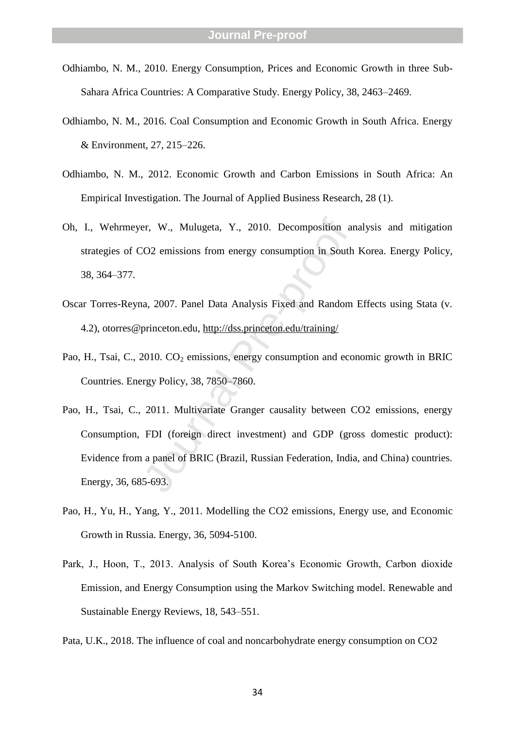Odhiambo, N. M., 2010. Energy Consumption, Prices and Economic Growth in three Sub-Sahara Africa Countries: A Comparative Study. Energy Policy, 38, 2463–2469.

Odhiambo, N. M., 2016. Coal Consumption and Economic Growth in South Africa. Energy & Environment, 27, 215–226.

Odhiambo, N. M., 2012. Economic Growth and Carbon Emissions in South Africa: An Empirical Investigation. The Journal of Applied Business Research, 28 (1).

Oh, I., Wehrmeyer, W., Mulugeta, Y., 2010. Decomposition analysis and mitigation strategies of CO2 emissions from energy consumption in South Korea. Energy Policy, 38, 364–377.

Oscar Torres-Reyna, 2007. Panel Data Analysis Fixed and Random Effects using Stata (v. 4.2), otorres@princeton.edu, http://dss.princeton.edu/training/

Pao, H., Tsai, C., 2010. $CO_2$ emissions, energy consumption and economic growth in BRIC Countries. Energy Policy, 38, 7850–7860.

Pao, H., Tsai, C., 2011. Multivariate Granger causality between CO2 emissions, energy Consumption, FDI (foreign direct investment) and GDP (gross domestic product): Evidence from a panel of BRIC (Brazil, Russian Federation, India, and China) countries. Energy, 36, 685-693.

Pao, H., Yu, H., Yang, Y., 2011. Modelling the CO2 emissions, Energy use, and Economic Growth in Russia. Energy, 36, 5094-5100.

Park, J., Hoon, T., 2013. Analysis of South Korea's Economic Growth, Carbon dioxide Emission, and Energy Consumption using the Markov Switching model. Renewable and Sustainable Energy Reviews, 18, 543–551.

Pata, U.K., 2018. The influence of coal and noncarbohydrate energy consumption on CO2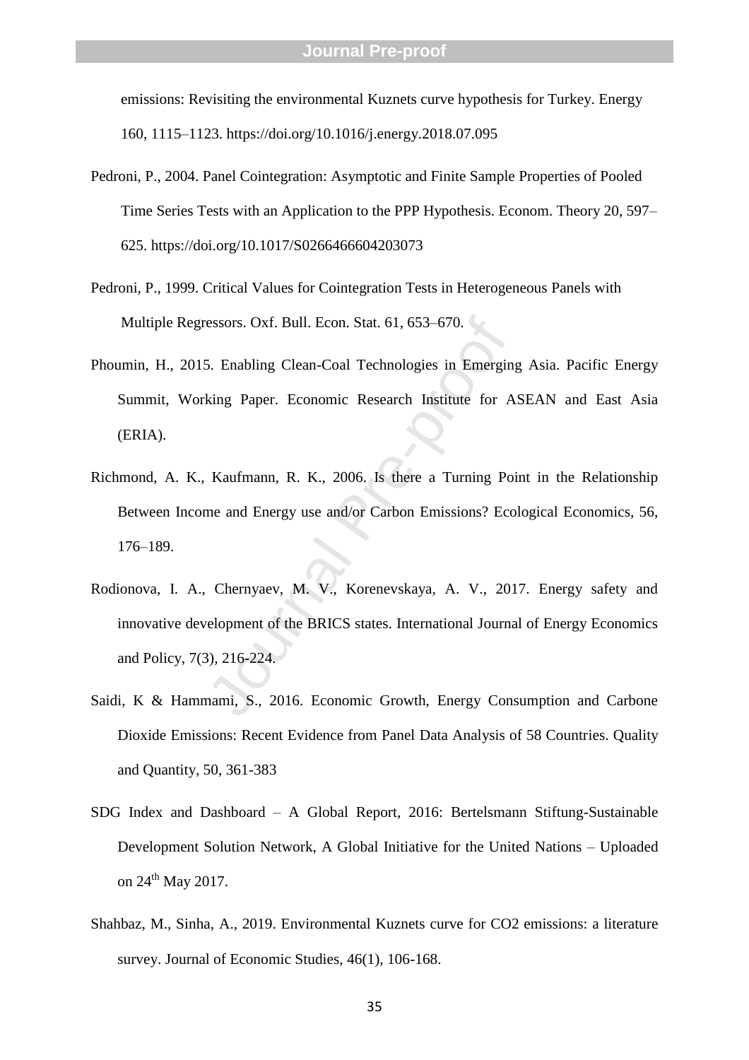emissions: Revisiting the environmental Kuznets curve hypothesis for Turkey. Energy 160, 1115–1123. https://doi.org/10.1016/j.energy.2018.07.095

Pedroni, P., 2004. Panel Cointegration: Asymptotic and Finite Sample Properties of Pooled Time Series Tests with an Application to the PPP Hypothesis. Econom. Theory 20, 597–625. https://doi.org/10.1017/S0266466604203073

Pedroni, P., 1999. Critical Values for Cointegration Tests in Heterogeneous Panels with Multiple Regressors. Oxf. Bull. Econ. Stat. 61, 653–670.

Phoumin, H., 2015. Enabling Clean-Coal Technologies in Emerging Asia. Pacific Energy Summit, Working Paper. Economic Research Institute for ASEAN and East Asia (ERIA).

Richmond, A. K., Kaufmann, R. K., 2006. Is there a Turning Point in the Relationship Between Income and Energy use and/or Carbon Emissions? Ecological Economics, 56, 176–189.

Rodionova, I. A., Chernyaev, M. V., Korenevskaya, A. V., 2017. Energy safety and innovative development of the BRICS states. International Journal of Energy Economics and Policy, 7(3), 216-224.

Saidi, K & Hammami, S., 2016. Economic Growth, Energy Consumption and Carbone Dioxide Emissions: Recent Evidence from Panel Data Analysis of 58 Countries. Quality and Quantity, 50, 361-383

SDG Index and Dashboard – A Global Report, 2016: Bertelsmann Stiftung-Sustainable Development Solution Network, A Global Initiative for the United Nations – Uploaded on 24th May 2017.

Shahbaz, M., Sinha, A., 2019. Environmental Kuznets curve for CO2 emissions: a literature survey. Journal of Economic Studies, 46(1), 106-168.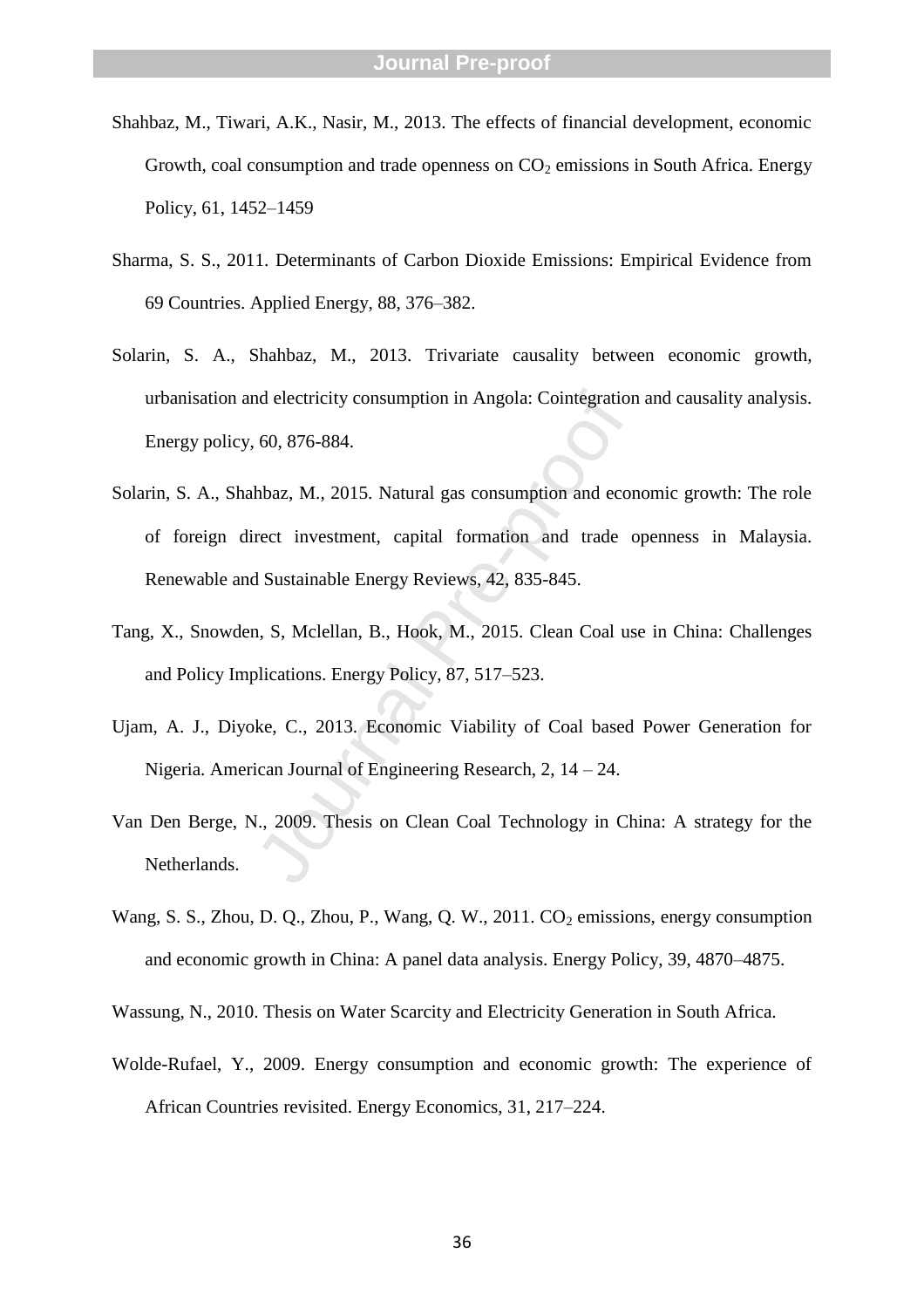Shahbaz, M., Tiwari, A.K., Nasir, M., 2013. The effects of financial development, economic Growth, coal consumption and trade openness on $CO_2$ emissions in South Africa. Energy Policy, 61, 1452–1459

Sharma, S. S., 2011. Determinants of Carbon Dioxide Emissions: Empirical Evidence from 69 Countries. Applied Energy, 88, 376–382.

Solarin, S. A., Shahbaz, M., 2013. Trivariate causality between economic growth, urbanisation and electricity consumption in Angola: Cointegration and causality analysis. Energy policy, 60, 876-884.

Solarin, S. A., Shahbaz, M., 2015. Natural gas consumption and economic growth: The role of foreign direct investment, capital formation and trade openness in Malaysia. Renewable and Sustainable Energy Reviews, 42, 835-845.

Tang, X., Snowden, S, Mclellan, B., Hook, M., 2015. Clean Coal use in China: Challenges and Policy Implications. Energy Policy, 87, 517–523.

Ujam, A. J., Diyoke, C., 2013. Economic Viability of Coal based Power Generation for Nigeria. American Journal of Engineering Research, 2, 14 – 24.

Van Den Berge, N., 2009. Thesis on Clean Coal Technology in China: A strategy for the Netherlands.

Wang, S. S., Zhou, D. Q., Zhou, P., Wang, Q. W., 2011. $CO_2$ emissions, energy consumption and economic growth in China: A panel data analysis. Energy Policy, 39, 4870–4875.

Wassung, N., 2010. Thesis on Water Scarcity and Electricity Generation in South Africa.

Wolde-Rufael, Y., 2009. Energy consumption and economic growth: The experience of African Countries revisited. Energy Economics, 31, 217–224.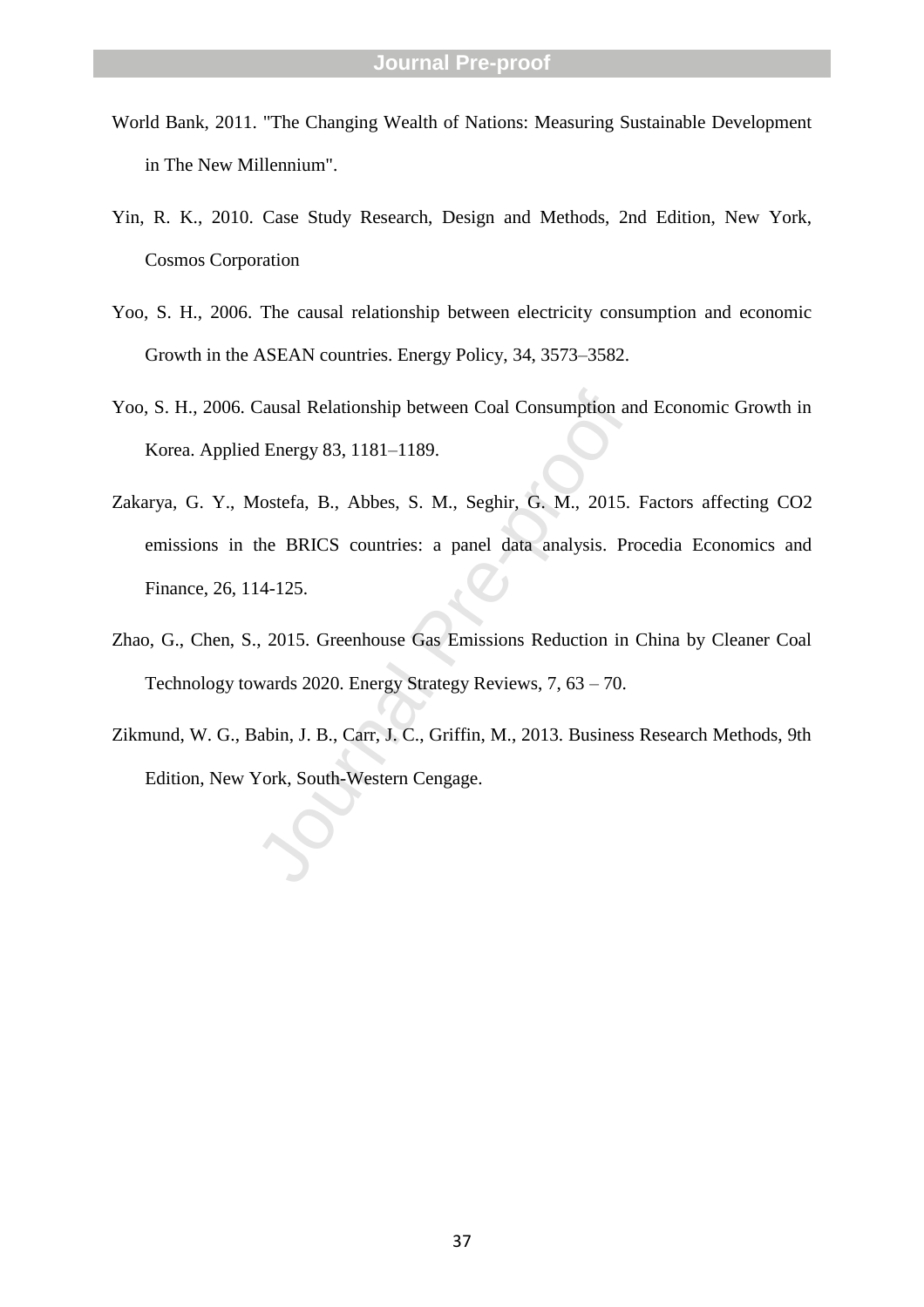World Bank, 2011. "The Changing Wealth of Nations: Measuring Sustainable Development in The New Millennium".

Yin, R. K., 2010. Case Study Research, Design and Methods, 2nd Edition, New York, Cosmos Corporation

Yoo, S. H., 2006. The causal relationship between electricity consumption and economic Growth in the ASEAN countries. Energy Policy, 34, 3573–3582.

Yoo, S. H., 2006. Causal Relationship between Coal Consumption and Economic Growth in Korea. Applied Energy 83, 1181–1189.

Zakarya, G. Y., Mostefa, B., Abbes, S. M., Seghir, G. M., 2015. Factors affecting CO2 emissions in the BRICS countries: a panel data analysis. Procedia Economics and Finance, 26, 114-125.

Zhao, G., Chen, S., 2015. Greenhouse Gas Emissions Reduction in China by Cleaner Coal Technology towards 2020. Energy Strategy Reviews, 7, 63 – 70.

Zikmund, W. G., Babin, J. B., Carr, J. C., Griffin, M., 2013. Business Research Methods, 9th Edition, New York, South-Western Cengage.